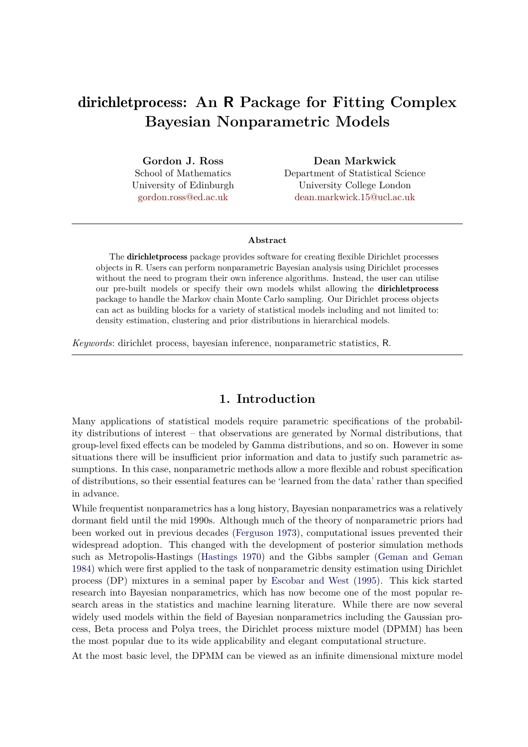# dirichletprocess: An R Package for Fitting Complex Bayesian Nonparametric Models

**Gordon J. Ross**
School of Mathematics
University of Edinburgh
gordon.ross@ed.ac.uk

**Dean Markwick**
Department of Statistical Science
University College London
dean.markwick.15@ucl.ac.uk

---

**Abstract**

The **dirichletprocess** package provides software for creating flexible Dirichlet processes objects in R. Users can perform nonparametric Bayesian analysis using Dirichlet processes without the need to program their own inference algorithms. Instead, the user can utilise our pre-built models or specify their own models whilst allowing the **dirichletprocess** package to handle the Markov chain Monte Carlo sampling. Our Dirichlet process objects can act as building blocks for a variety of statistical models including and not limited to: density estimation, clustering and prior distributions in hierarchical models.

*Keywords*: dirichlet process, bayesian inference, nonparametric statistics, R.

---

## 1. Introduction

Many applications of statistical models require parametric specifications of the probability distributions of interest – that observations are generated by Normal distributions, that group-level fixed effects can be modeled by Gamma distributions, and so on. However in some situations there will be insufficient prior information and data to justify such parametric assumptions. In this case, nonparametric methods allow a more flexible and robust specification of distributions, so their essential features can be 'learned from the data' rather than specified in advance.

While frequentist nonparametrics has a long history, Bayesian nonparametrics was a relatively dormant field until the mid 1990s. Although much of the theory of nonparametric priors had been worked out in previous decades (Ferguson 1973), computational issues prevented their widespread adoption. This changed with the development of posterior simulation methods such as Metropolis-Hastings (Hastings 1970) and the Gibbs sampler (Geman and Geman 1984) which were first applied to the task of nonparametric density estimation using Dirichlet process (DP) mixtures in a seminal paper by Escobar and West (1995). This kick started research into Bayesian nonparametrics, which has now become one of the most popular research areas in the statistics and machine learning literature. While there are now several widely used models within the field of Bayesian nonparametrics including the Gaussian process, Beta process and Polya trees, the Dirichlet process mixture model (DPMM) has been the most popular due to its wide applicability and elegant computational structure.

At the most basic level, the DPMM can be viewed as an infinite dimensional mixture model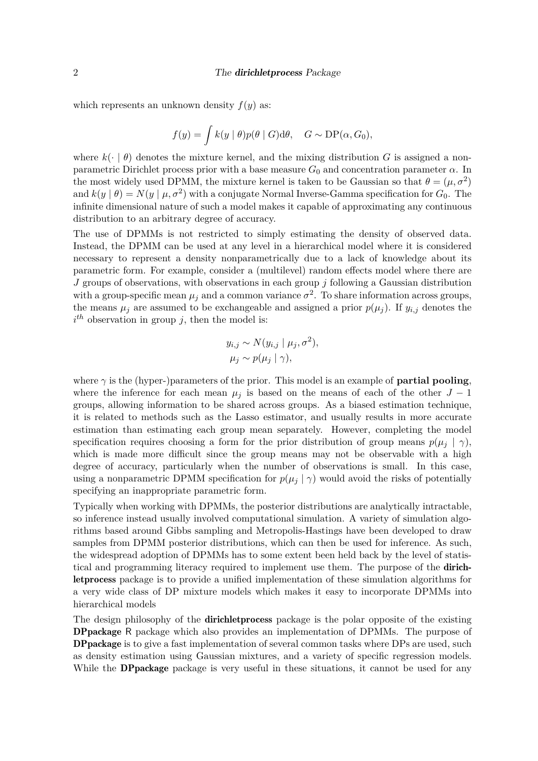which represents an unknown density $f(y)$ as:

$$f(y) = \int k(y \mid \theta) p(\theta \mid G) \mathrm{d}\theta, \quad G \sim \mathrm{DP}(\alpha, G_0),$$

where $k(\cdot \mid \theta)$ denotes the mixture kernel, and the mixing distribution $G$ is assigned a nonparametric Dirichlet process prior with a base measure $G_0$ and concentration parameter $\alpha$. In the most widely used DPMM, the mixture kernel is taken to be Gaussian so that $\theta = (\mu, \sigma^2)$ and $k(y \mid \theta) = N(y \mid \mu, \sigma^2)$ with a conjugate Normal Inverse-Gamma specification for $G_0$. The infinite dimensional nature of such a model makes it capable of approximating any continuous distribution to an arbitrary degree of accuracy.

The use of DPMMs is not restricted to simply estimating the density of observed data. Instead, the DPMM can be used at any level in a hierarchical model where it is considered necessary to represent a density nonparametrically due to a lack of knowledge about its parametric form. For example, consider a (multilevel) random effects model where there are $J$ groups of observations, with observations in each group $j$ following a Gaussian distribution with a group-specific mean $\mu_j$ and a common variance $\sigma^2$. To share information across groups, the means $\mu_j$ are assumed to be exchangeable and assigned a prior $p(\mu_j)$. If $y_{i,j}$ denotes the $i^{th}$ observation in group $j$, then the model is:

$$\begin{aligned} y_{i,j} &\sim N(y_{i,j} \mid \mu_j, \sigma^2), \\ \mu_j &\sim p(\mu_j \mid \gamma), \end{aligned}$$

where $\gamma$ is the (hyper-)parameters of the prior. This model is an example of **partial pooling**, where the inference for each mean $\mu_j$ is based on the means of each of the other $J-1$ groups, allowing information to be shared across groups. As a biased estimation technique, it is related to methods such as the Lasso estimator, and usually results in more accurate estimation than estimating each group mean separately. However, completing the model specification requires choosing a form for the prior distribution of group means $p(\mu_j \mid \gamma)$, which is made more difficult since the group means may not be observable with a high degree of accuracy, particularly when the number of observations is small. In this case, using a nonparametric DPMM specification for $p(\mu_j \mid \gamma)$ would avoid the risks of potentially specifying an inappropriate parametric form.

Typically when working with DPMMs, the posterior distributions are analytically intractable, so inference instead usually involved computational simulation. A variety of simulation algorithms based around Gibbs sampling and Metropolis-Hastings have been developed to draw samples from DPMM posterior distributions, which can then be used for inference. As such, the widespread adoption of DPMMs has to some extent been held back by the level of statistical and programming literacy required to implement use them. The purpose of the **dirichletprocess** package is to provide a unified implementation of these simulation algorithms for a very wide class of DP mixture models which makes it easy to incorporate DPMMs into hierarchical models

The design philosophy of the **dirichletprocess** package is the polar opposite of the existing **DPpackage** R package which also provides an implementation of DPMMs. The purpose of **DPpackage** is to give a fast implementation of several common tasks where DPs are used, such as density estimation using Gaussian mixtures, and a variety of specific regression models. While the **DPpackage** package is very useful in these situations, it cannot be used for any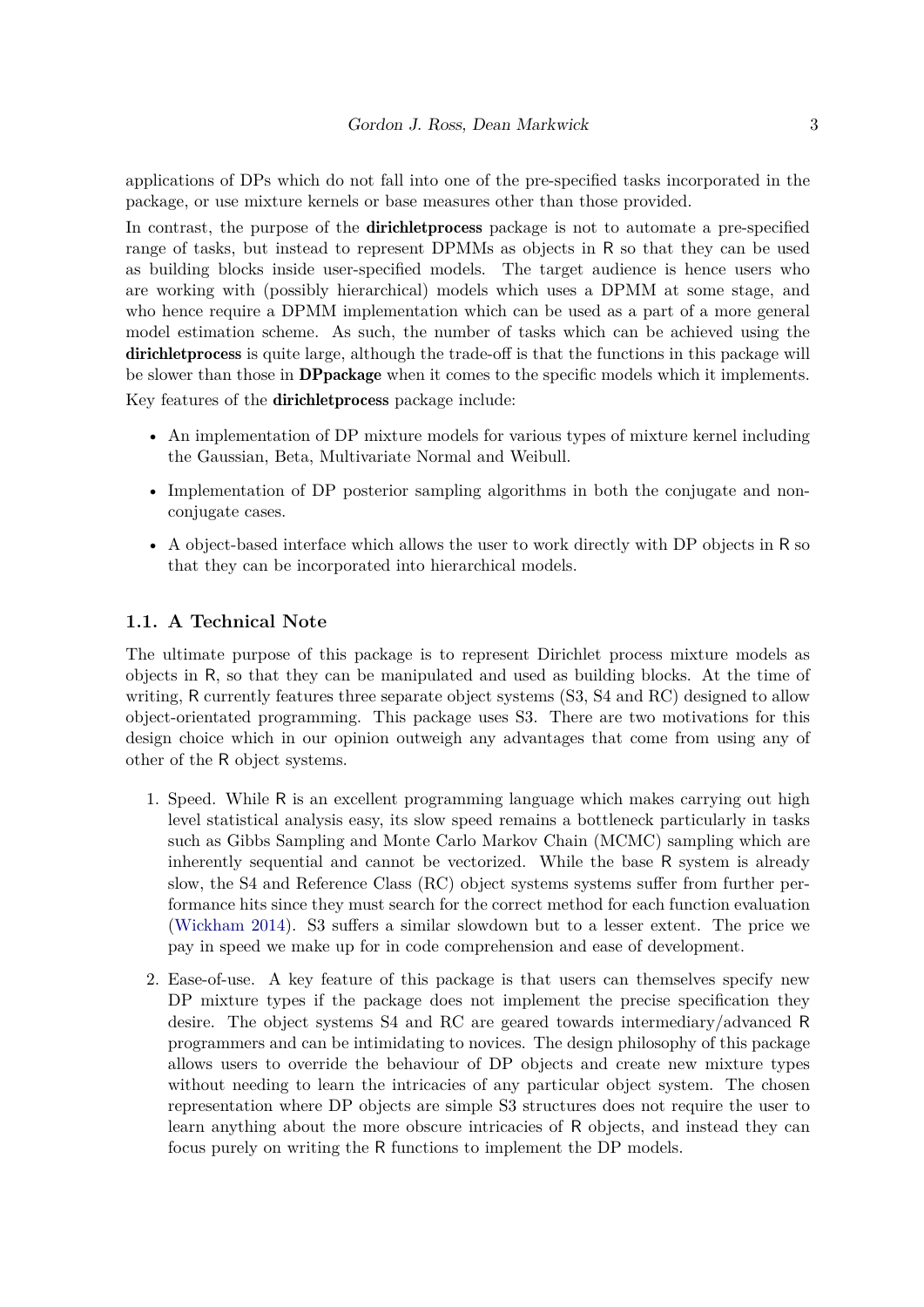applications of DPs which do not fall into one of the pre-specified tasks incorporated in the package, or use mixture kernels or base measures other than those provided.

In contrast, the purpose of the **dirichletprocess** package is not to automate a pre-specified range of tasks, but instead to represent DPMMs as objects in R so that they can be used as building blocks inside user-specified models. The target audience is hence users who are working with (possibly hierarchical) models which uses a DPMM at some stage, and who hence require a DPMM implementation which can be used as a part of a more general model estimation scheme. As such, the number of tasks which can be achieved using the **dirichletprocess** is quite large, although the trade-off is that the functions in this package will be slower than those in **DPpackage** when it comes to the specific models which it implements.

Key features of the **dirichletprocess** package include:

- An implementation of DP mixture models for various types of mixture kernel including the Gaussian, Beta, Multivariate Normal and Weibull.
- Implementation of DP posterior sampling algorithms in both the conjugate and non-conjugate cases.
- A object-based interface which allows the user to work directly with DP objects in R so that they can be incorporated into hierarchical models.

### 1.1. A Technical Note

The ultimate purpose of this package is to represent Dirichlet process mixture models as objects in R, so that they can be manipulated and used as building blocks. At the time of writing, R currently features three separate object systems (S3, S4 and RC) designed to allow object-orientated programming. This package uses S3. There are two motivations for this design choice which in our opinion outweigh any advantages that come from using any of other of the R object systems.

1. Speed. While R is an excellent programming language which makes carrying out high level statistical analysis easy, its slow speed remains a bottleneck particularly in tasks such as Gibbs Sampling and Monte Carlo Markov Chain (MCMC) sampling which are inherently sequential and cannot be vectorized. While the base R system is already slow, the S4 and Reference Class (RC) object systems systems suffer from further performance hits since they must search for the correct method for each function evaluation (Wickham 2014). S3 suffers a similar slowdown but to a lesser extent. The price we pay in speed we make up for in code comprehension and ease of development.
2. Ease-of-use. A key feature of this package is that users can themselves specify new DP mixture types if the package does not implement the precise specification they desire. The object systems S4 and RC are geared towards intermediary/advanced R programmers and can be intimidating to novices. The design philosophy of this package allows users to override the behaviour of DP objects and create new mixture types without needing to learn the intricacies of any particular object system. The chosen representation where DP objects are simple S3 structures does not require the user to learn anything about the more obscure intricacies of R objects, and instead they can focus purely on writing the R functions to implement the DP models.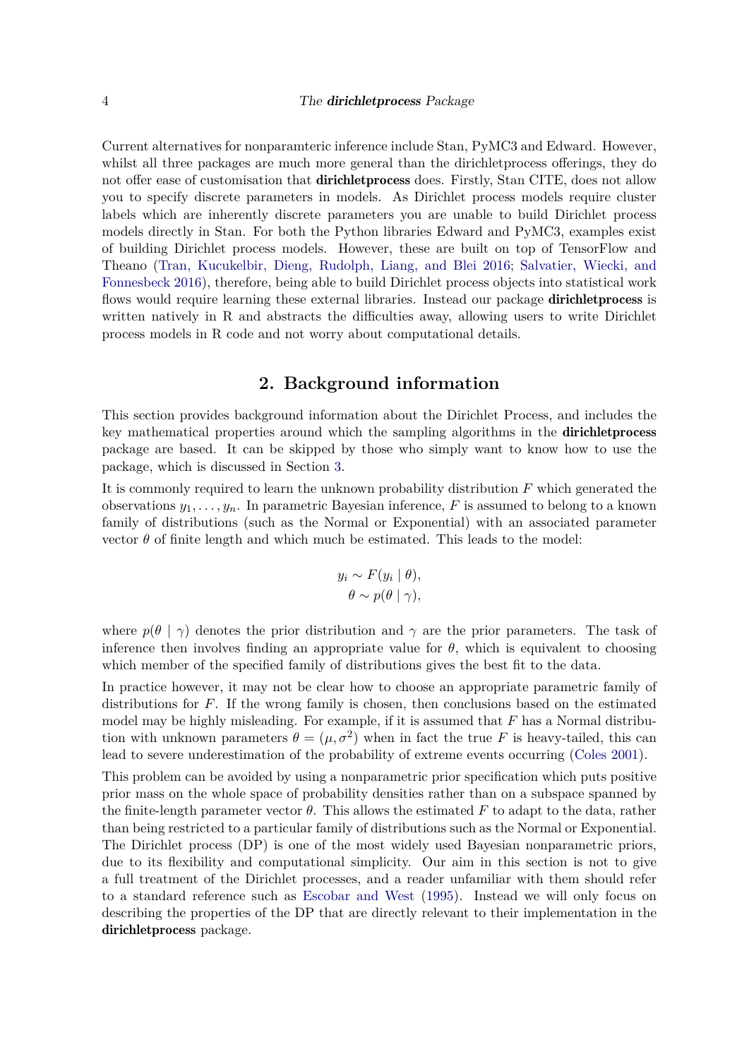Current alternatives for nonparamteric inference include Stan, PyMC3 and Edward. However, whilst all three packages are much more general than the dirichletprocess offerings, they do not offer ease of customisation that **dirichletprocess** does. Firstly, Stan CITE, does not allow you to specify discrete parameters in models. As Dirichlet process models require cluster labels which are inherently discrete parameters you are unable to build Dirichlet process models directly in Stan. For both the Python libraries Edward and PyMC3, examples exist of building Dirichlet process models. However, these are built on top of TensorFlow and Theano (Tran, Kucukelbir, Dieng, Rudolph, Liang, and Blei 2016; Salvatier, Wiecki, and Fonnesbeck 2016), therefore, being able to build Dirichlet process objects into statistical work flows would require learning these external libraries. Instead our package **dirichletprocess** is written natively in R and abstracts the difficulties away, allowing users to write Dirichlet process models in R code and not worry about computational details.

## 2. Background information

This section provides background information about the Dirichlet Process, and includes the key mathematical properties around which the sampling algorithms in the **dirichletprocess** package are based. It can be skipped by those who simply want to know how to use the package, which is discussed in Section 3.

It is commonly required to learn the unknown probability distribution $F$ which generated the observations $y_1, \ldots, y_n$. In parametric Bayesian inference, $F$ is assumed to belong to a known family of distributions (such as the Normal or Exponential) with an associated parameter vector $\theta$ of finite length and which much be estimated. This leads to the model:

$$
\begin{aligned}
y_i &\sim F(y_i \mid \theta), \\
\theta &\sim p(\theta \mid \gamma),
\end{aligned}
$$

where $p(\theta \mid \gamma)$ denotes the prior distribution and $\gamma$ are the prior parameters. The task of inference then involves finding an appropriate value for $\theta$, which is equivalent to choosing which member of the specified family of distributions gives the best fit to the data.

In practice however, it may not be clear how to choose an appropriate parametric family of distributions for $F$. If the wrong family is chosen, then conclusions based on the estimated model may be highly misleading. For example, if it is assumed that $F$ has a Normal distribution with unknown parameters $\theta = (\mu, \sigma^2)$ when in fact the true $F$ is heavy-tailed, this can lead to severe underestimation of the probability of extreme events occurring (Coles 2001).

This problem can be avoided by using a nonparametric prior specification which puts positive prior mass on the whole space of probability densities rather than on a subspace spanned by the finite-length parameter vector $\theta$. This allows the estimated $F$ to adapt to the data, rather than being restricted to a particular family of distributions such as the Normal or Exponential. The Dirichlet process (DP) is one of the most widely used Bayesian nonparametric priors, due to its flexibility and computational simplicity. Our aim in this section is not to give a full treatment of the Dirichlet processes, and a reader unfamiliar with them should refer to a standard reference such as Escobar and West (1995). Instead we will only focus on describing the properties of the DP that are directly relevant to their implementation in the **dirichletprocess** package.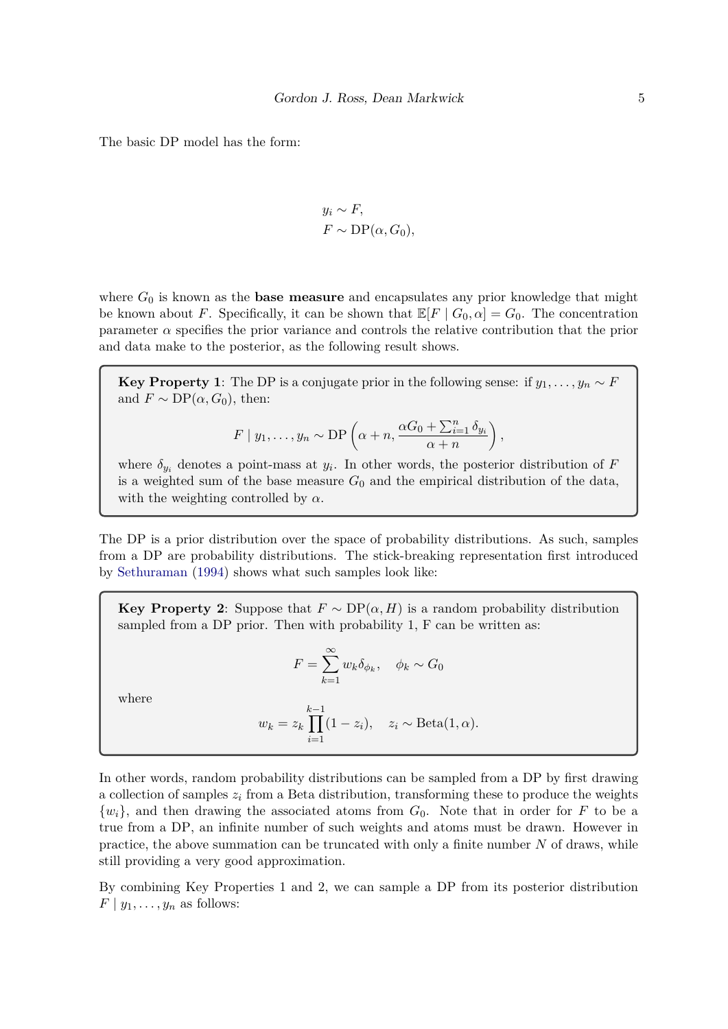The basic DP model has the form:

$$
\begin{aligned}
y_i &\sim F, \\
F &\sim \text{DP}(\alpha, G_0),
\end{aligned}
$$

where $G_0$ is known as the **base measure** and encapsulates any prior knowledge that might be known about $F$. Specifically, it can be shown that $\mathbb{E}[F \mid G_0, \alpha] = G_0$. The concentration parameter $\alpha$ specifies the prior variance and controls the relative contribution that the prior and data make to the posterior, as the following result shows.

> **Key Property 1**: The DP is a conjugate prior in the following sense: if $y_1, \ldots, y_n \sim F$ and $F \sim \text{DP}(\alpha, G_0)$, then:
>
> $$F \mid y_1, \ldots, y_n \sim \text{DP}\left(\alpha + n, \frac{\alpha G_0 + \sum_{i=1}^{n} \delta_{y_i}}{\alpha + n}\right),$$
>
> where $\delta_{y_i}$ denotes a point-mass at $y_i$. In other words, the posterior distribution of $F$ is a weighted sum of the base measure $G_0$ and the empirical distribution of the data, with the weighting controlled by $\alpha$.

The DP is a prior distribution over the space of probability distributions. As such, samples from a DP are probability distributions. The stick-breaking representation first introduced by Sethuraman (1994) shows what such samples look like:

> **Key Property 2**: Suppose that $F \sim \text{DP}(\alpha, H)$ is a random probability distribution sampled from a DP prior. Then with probability 1, F can be written as:
>
> $$F = \sum_{k=1}^{\infty} w_k \delta_{\phi_k}, \quad \phi_k \sim G_0$$
>
> where
>
> $$w_k = z_k \prod_{i=1}^{k-1} (1 - z_i), \quad z_i \sim \text{Beta}(1, \alpha).$$

In other words, random probability distributions can be sampled from a DP by first drawing a collection of samples $z_i$ from a Beta distribution, transforming these to produce the weights $\{w_i\}$, and then drawing the associated atoms from $G_0$. Note that in order for $F$ to be a true from a DP, an infinite number of such weights and atoms must be drawn. However in practice, the above summation can be truncated with only a finite number $N$ of draws, while still providing a very good approximation.

By combining Key Properties 1 and 2, we can sample a DP from its posterior distribution $F \mid y_1, \ldots, y_n$ as follows: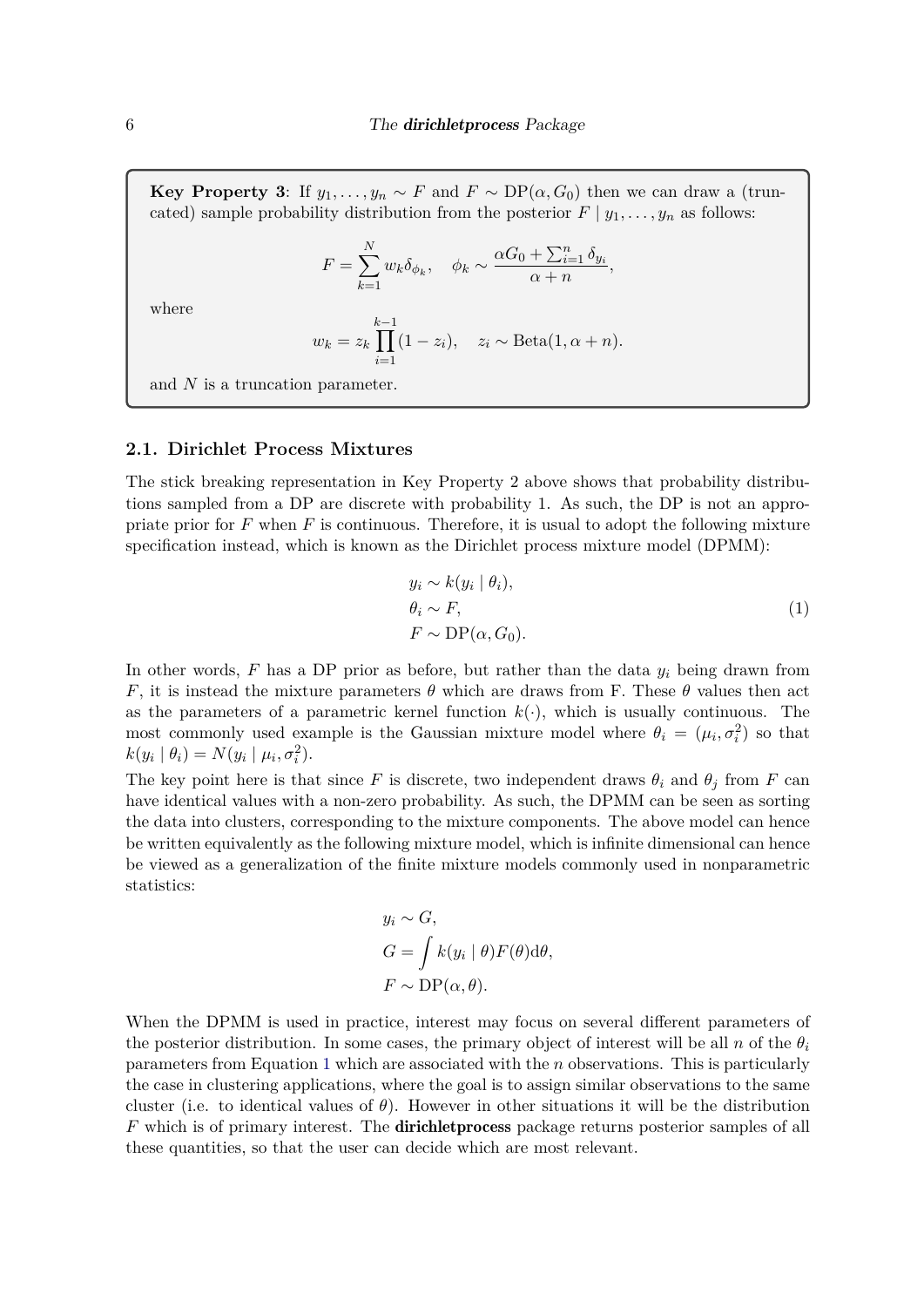**Key Property 3**: If $y_1, \ldots, y_n \sim F$ and $F \sim \text{DP}(\alpha, G_0)$ then we can draw a (truncated) sample probability distribution from the posterior $F \mid y_1, \ldots, y_n$ as follows:

$$F = \sum_{k=1}^{N} w_k \delta_{\phi_k}, \quad \phi_k \sim \frac{\alpha G_0 + \sum_{i=1}^{n} \delta_{y_i}}{\alpha + n},$$

where

$$w_k = z_k \prod_{i=1}^{k-1} (1 - z_i), \quad z_i \sim \text{Beta}(1, \alpha + n).$$

and $N$ is a truncation parameter.

## 2.1. Dirichlet Process Mixtures

The stick breaking representation in Key Property 2 above shows that probability distributions sampled from a DP are discrete with probability 1. As such, the DP is not an appropriate prior for $F$ when $F$ is continuous. Therefore, it is usual to adopt the following mixture specification instead, which is known as the Dirichlet process mixture model (DPMM):

$$\begin{aligned}
y_i &\sim k(y_i \mid \theta_i), \\
\theta_i &\sim F, \\
F &\sim \text{DP}(\alpha, G_0).
\end{aligned} \tag{1}$$

In other words, $F$ has a DP prior as before, but rather than the data $y_i$ being drawn from $F$, it is instead the mixture parameters $\theta$ which are draws from F. These $\theta$ values then act as the parameters of a parametric kernel function $k(\cdot)$, which is usually continuous. The most commonly used example is the Gaussian mixture model where $\theta_i = (\mu_i, \sigma_i^2)$ so that $k(y_i \mid \theta_i) = N(y_i \mid \mu_i, \sigma_i^2)$.

The key point here is that since $F$ is discrete, two independent draws $\theta_i$ and $\theta_j$ from $F$ can have identical values with a non-zero probability. As such, the DPMM can be seen as sorting the data into clusters, corresponding to the mixture components. The above model can hence be written equivalently as the following mixture model, which is infinite dimensional can hence be viewed as a generalization of the finite mixture models commonly used in nonparametric statistics:

$$\begin{aligned}
y_i &\sim G, \\
G &= \int k(y_i \mid \theta) F(\theta) \mathrm{d}\theta, \\
F &\sim \text{DP}(\alpha, \theta).
\end{aligned}$$

When the DPMM is used in practice, interest may focus on several different parameters of the posterior distribution. In some cases, the primary object of interest will be all $n$ of the $\theta_i$ parameters from Equation 1 which are associated with the $n$ observations. This is particularly the case in clustering applications, where the goal is to assign similar observations to the same cluster (i.e. to identical values of $\theta$). However in other situations it will be the distribution $F$ which is of primary interest. The **dirichletprocess** package returns posterior samples of all these quantities, so that the user can decide which are most relevant.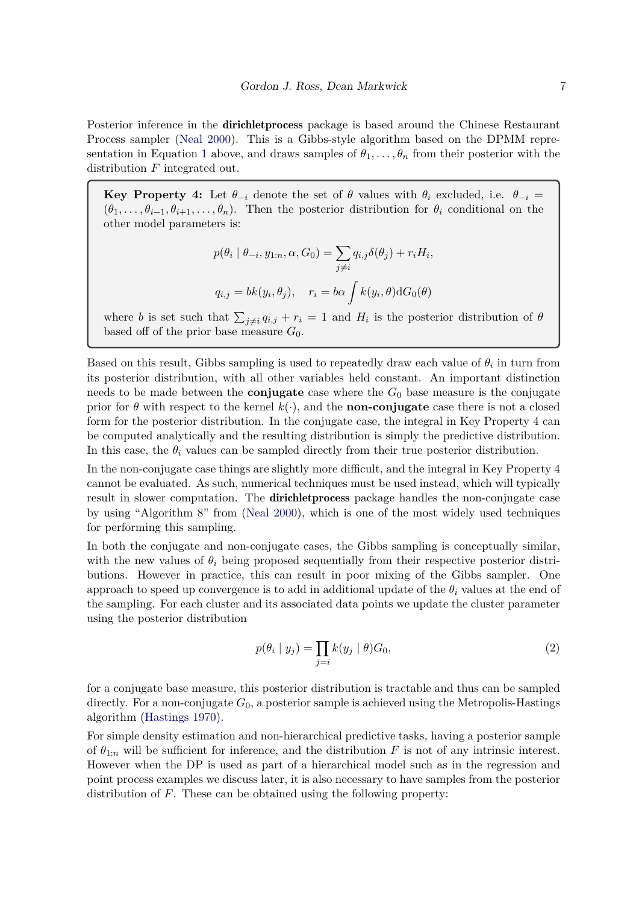Posterior inference in the **dirichletprocess** package is based around the Chinese Restaurant Process sampler (Neal 2000). This is a Gibbs-style algorithm based on the DPMM representation in Equation 1 above, and draws samples of $\theta_1, \ldots, \theta_n$ from their posterior with the distribution $F$ integrated out.

> **Key Property 4:** Let $\theta_{-i}$ denote the set of $\theta$ values with $\theta_i$ excluded, i.e. $\theta_{-i} = (\theta_1, \ldots, \theta_{i-1}, \theta_{i+1}, \ldots, \theta_n)$. Then the posterior distribution for $\theta_i$ conditional on the other model parameters is:
>
> $$p(\theta_i \mid \theta_{-i}, y_{1:n}, \alpha, G_0) = \sum_{j \neq i} q_{i,j} \delta(\theta_j) + r_i H_i,$$
>
> $$q_{i,j} = b k(y_i, \theta_j), \quad r_i = b\alpha \int k(y_i, \theta) \mathrm{d}G_0(\theta)$$
>
> where $b$ is set such that $\sum_{j \neq i} q_{i,j} + r_i = 1$ and $H_i$ is the posterior distribution of $\theta$ based off of the prior base measure $G_0$.

Based on this result, Gibbs sampling is used to repeatedly draw each value of $\theta_i$ in turn from its posterior distribution, with all other variables held constant. An important distinction needs to be made between the **conjugate** case where the $G_0$ base measure is the conjugate prior for $\theta$ with respect to the kernel $k(\cdot)$, and the **non-conjugate** case there is not a closed form for the posterior distribution. In the conjugate case, the integral in Key Property 4 can be computed analytically and the resulting distribution is simply the predictive distribution. In this case, the $\theta_i$ values can be sampled directly from their true posterior distribution.

In the non-conjugate case things are slightly more difficult, and the integral in Key Property 4 cannot be evaluated. As such, numerical techniques must be used instead, which will typically result in slower computation. The **dirichletprocess** package handles the non-conjugate case by using "Algorithm 8" from (Neal 2000), which is one of the most widely used techniques for performing this sampling.

In both the conjugate and non-conjugate cases, the Gibbs sampling is conceptually similar, with the new values of $\theta_i$ being proposed sequentially from their respective posterior distributions. However in practice, this can result in poor mixing of the Gibbs sampler. One approach to speed up convergence is to add in additional update of the $\theta_i$ values at the end of the sampling. For each cluster and its associated data points we update the cluster parameter using the posterior distribution

$$p(\theta_i \mid y_j) = \prod_{j=i} k(y_j \mid \theta) G_0, \tag{2}$$

for a conjugate base measure, this posterior distribution is tractable and thus can be sampled directly. For a non-conjugate $G_0$, a posterior sample is achieved using the Metropolis-Hastings algorithm (Hastings 1970).

For simple density estimation and non-hierarchical predictive tasks, having a posterior sample of $\theta_{1:n}$ will be sufficient for inference, and the distribution $F$ is not of any intrinsic interest. However when the DP is used as part of a hierarchical model such as in the regression and point process examples we discuss later, it is also necessary to have samples from the posterior distribution of $F$. These can be obtained using the following property: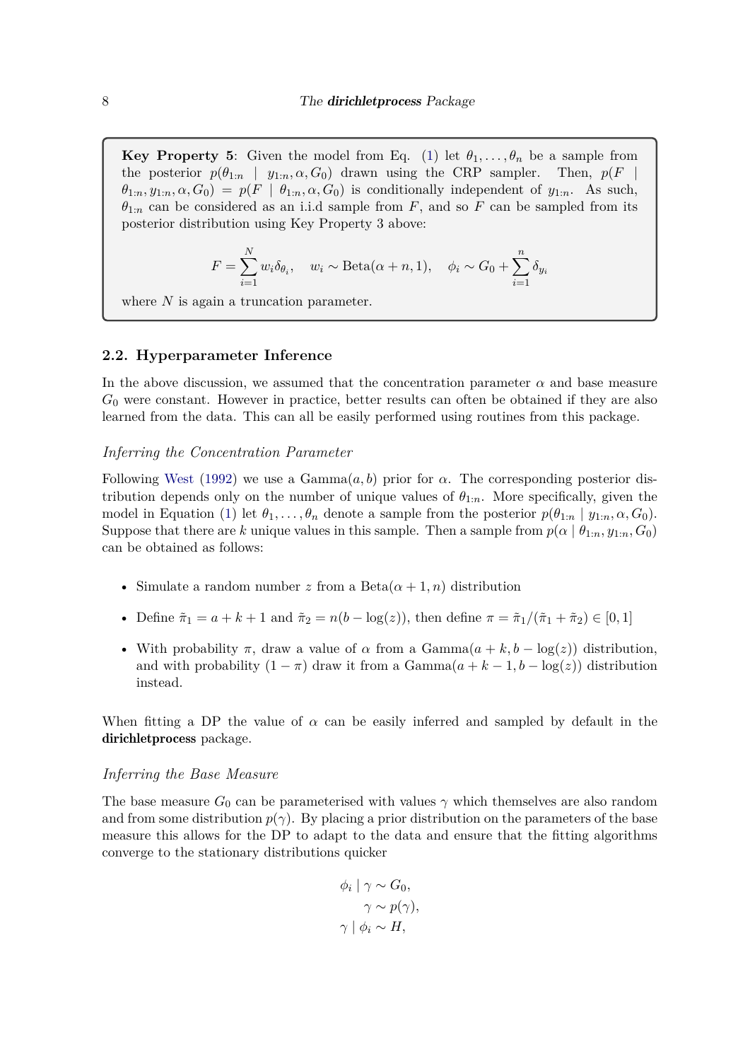> **Key Property 5**: Given the model from Eq. (1) let $\theta_1, \dots, \theta_n$ be a sample from the posterior $p(\theta_{1:n} \mid y_{1:n}, \alpha, G_0)$ drawn using the CRP sampler. Then, $p(F \mid \theta_{1:n}, y_{1:n}, \alpha, G_0) = p(F \mid \theta_{1:n}, \alpha, G_0)$ is conditionally independent of $y_{1:n}$. As such, $\theta_{1:n}$ can be considered as an i.i.d sample from $F$, and so $F$ can be sampled from its posterior distribution using Key Property 3 above:
>
> $$F = \sum_{i=1}^{N} w_i \delta_{\theta_i}, \quad w_i \sim \text{Beta}(\alpha + n, 1), \quad \phi_i \sim G_0 + \sum_{i=1}^{n} \delta_{y_i}$$
>
> where $N$ is again a truncation parameter.

## 2.2. Hyperparameter Inference

In the above discussion, we assumed that the concentration parameter $\alpha$ and base measure $G_0$ were constant. However in practice, better results can often be obtained if they are also learned from the data. This can all be easily performed using routines from this package.

### *Inferring the Concentration Parameter*

Following West (1992) we use a Gamma$(a, b)$ prior for $\alpha$. The corresponding posterior distribution depends only on the number of unique values of $\theta_{1:n}$. More specifically, given the model in Equation (1) let $\theta_1, \dots, \theta_n$ denote a sample from the posterior $p(\theta_{1:n} \mid y_{1:n}, \alpha, G_0)$. Suppose that there are $k$ unique values in this sample. Then a sample from $p(\alpha \mid \theta_{1:n}, y_{1:n}, G_0)$ can be obtained as follows:

- Simulate a random number $z$ from a Beta$(\alpha + 1, n)$ distribution
- Define $\tilde{\pi}_1 = a + k + 1$ and $\tilde{\pi}_2 = n(b - \log(z))$, then define $\pi = \tilde{\pi}_1 / (\tilde{\pi}_1 + \tilde{\pi}_2) \in [0, 1]$
- With probability $\pi$, draw a value of $\alpha$ from a Gamma$(a + k, b - \log(z))$ distribution, and with probability $(1 - \pi)$ draw it from a Gamma$(a + k - 1, b - \log(z))$ distribution instead.

When fitting a DP the value of $\alpha$ can be easily inferred and sampled by default in the **dirichletprocess** package.

### *Inferring the Base Measure*

The base measure $G_0$ can be parameterised with values $\gamma$ which themselves are also random and from some distribution $p(\gamma)$. By placing a prior distribution on the parameters of the base measure this allows for the DP to adapt to the data and ensure that the fitting algorithms converge to the stationary distributions quicker

$$
\begin{aligned}
\phi_i \mid \gamma &\sim G_0, \\
\gamma &\sim p(\gamma), \\
\gamma \mid \phi_i &\sim H,
\end{aligned}
$$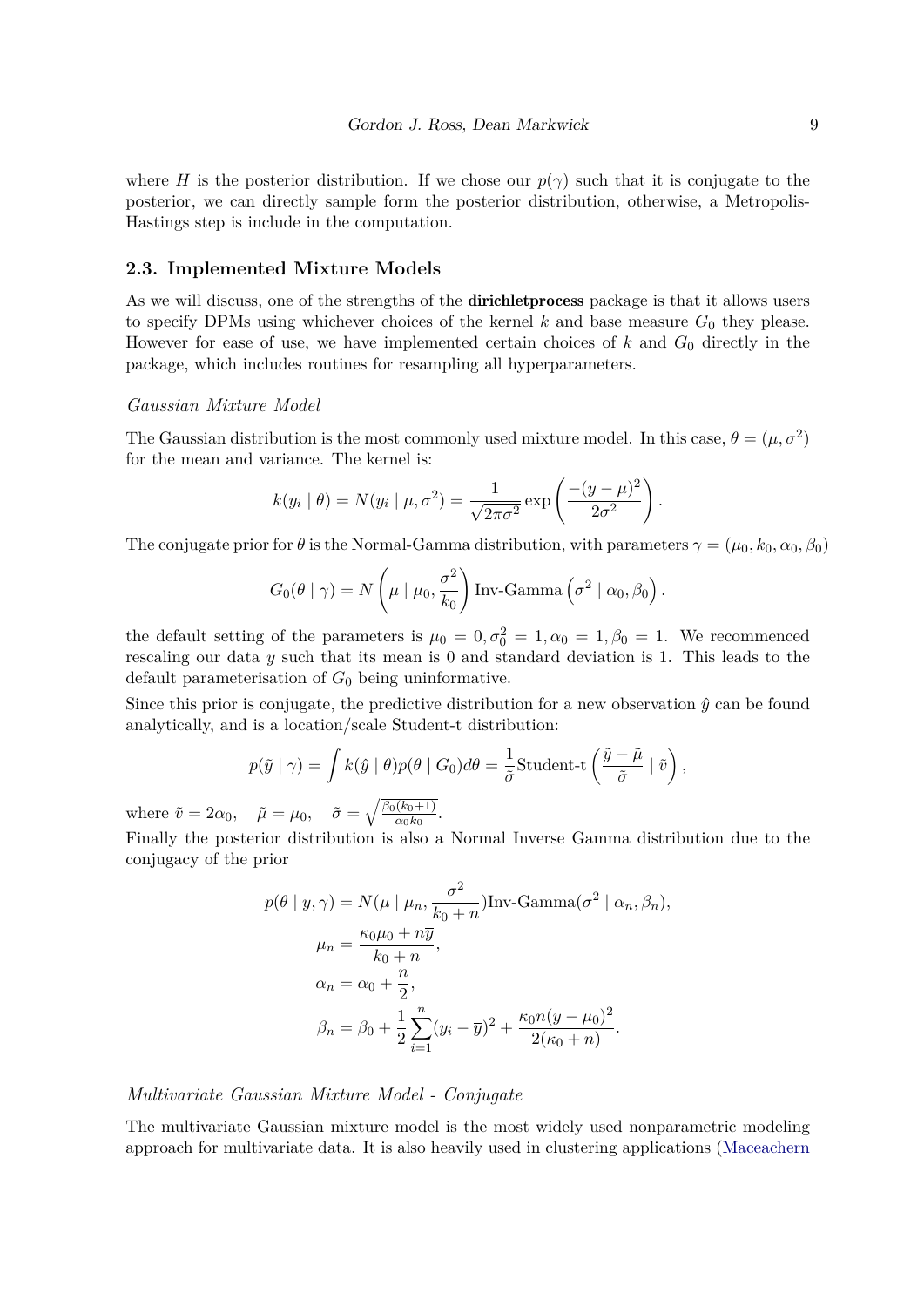where $H$ is the posterior distribution. If we chose our $p(\gamma)$ such that it is conjugate to the posterior, we can directly sample form the posterior distribution, otherwise, a Metropolis-Hastings step is include in the computation.

### 2.3. Implemented Mixture Models

As we will discuss, one of the strengths of the **dirichletprocess** package is that it allows users to specify DPMs using whichever choices of the kernel $k$ and base measure $G_0$ they please. However for ease of use, we have implemented certain choices of $k$ and $G_0$ directly in the package, which includes routines for resampling all hyperparameters.

*Gaussian Mixture Model*

The Gaussian distribution is the most commonly used mixture model. In this case, $\theta = (\mu, \sigma^2)$ for the mean and variance. The kernel is:

$$k(y_i \mid \theta) = N(y_i \mid \mu, \sigma^2) = \frac{1}{\sqrt{2\pi\sigma^2}} \exp\left(\frac{-(y-\mu)^2}{2\sigma^2}\right).$$

The conjugate prior for $\theta$ is the Normal-Gamma distribution, with parameters $\gamma = (\mu_0, k_0, \alpha_0, \beta_0)$

$$G_0(\theta \mid \gamma) = N\left(\mu \mid \mu_0, \frac{\sigma^2}{k_0}\right) \text{Inv-Gamma}\left(\sigma^2 \mid \alpha_0, \beta_0\right).$$

the default setting of the parameters is $\mu_0 = 0, \sigma_0^2 = 1, \alpha_0 = 1, \beta_0 = 1$. We recommenced rescaling our data $y$ such that its mean is 0 and standard deviation is 1. This leads to the default parameterisation of $G_0$ being uninformative.

Since this prior is conjugate, the predictive distribution for a new observation $\hat{y}$ can be found analytically, and is a location/scale Student-t distribution:

$$p(\tilde{y} \mid \gamma) = \int k(\hat{y} \mid \theta) p(\theta \mid G_0) d\theta = \frac{1}{\tilde{\sigma}} \text{Student-t}\left(\frac{\tilde{y} - \tilde{\mu}}{\tilde{\sigma}} \mid \tilde{v}\right),$$

where $\tilde{v} = 2\alpha_0, \quad \tilde{\mu} = \mu_0, \quad \tilde{\sigma} = \sqrt{\frac{\beta_0(k_0+1)}{\alpha_0 k_0}}$.

Finally the posterior distribution is also a Normal Inverse Gamma distribution due to the conjugacy of the prior

$$\begin{aligned}
p(\theta \mid y, \gamma) &= N(\mu \mid \mu_n, \frac{\sigma^2}{k_0 + n})\text{Inv-Gamma}(\sigma^2 \mid \alpha_n, \beta_n), \\
\mu_n &= \frac{\kappa_0 \mu_0 + n\overline{y}}{k_0 + n}, \\
\alpha_n &= \alpha_0 + \frac{n}{2}, \\
\beta_n &= \beta_0 + \frac{1}{2}\sum_{i=1}^{n}(y_i - \overline{y})^2 + \frac{\kappa_0 n(\overline{y} - \mu_0)^2}{2(\kappa_0 + n)}.
\end{aligned}$$

*Multivariate Gaussian Mixture Model - Conjugate*

The multivariate Gaussian mixture model is the most widely used nonparametric modeling approach for multivariate data. It is also heavily used in clustering applications (Maceachern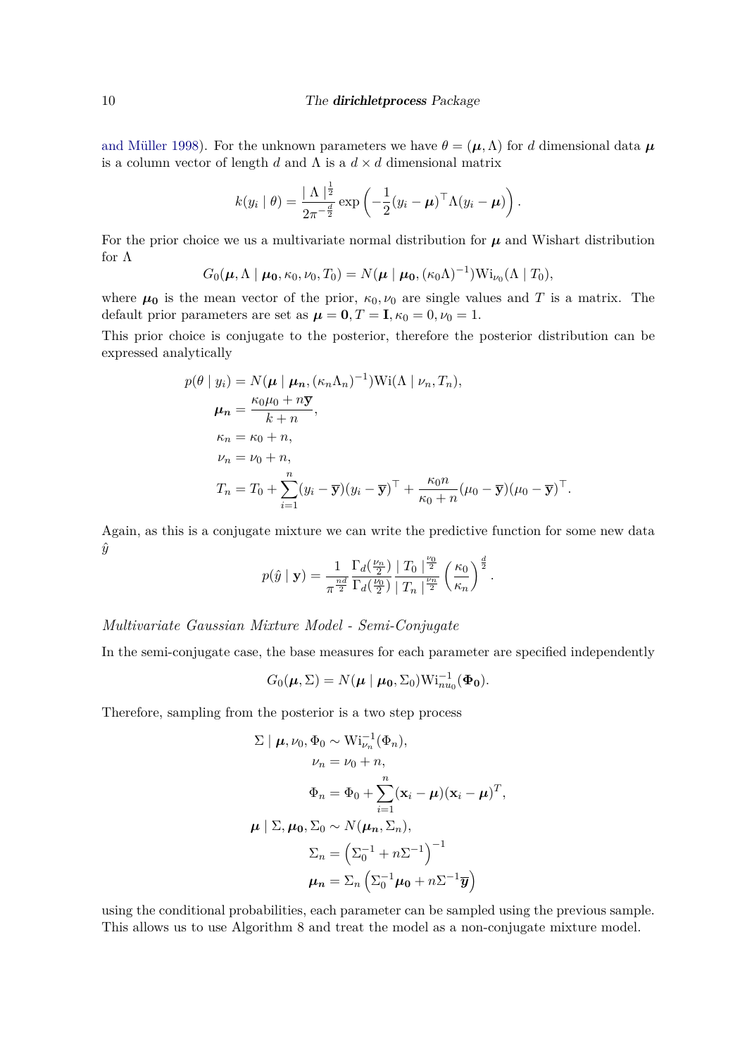and Müller 1998). For the unknown parameters we have $\theta = (\boldsymbol{\mu}, \Lambda)$ for $d$ dimensional data $\boldsymbol{\mu}$ is a column vector of length $d$ and $\Lambda$ is a $d \times d$ dimensional matrix

$$k(y_i \mid \theta) = \frac{\mid \Lambda \mid^{\frac{1}{2}}}{2\pi^{-\frac{d}{2}}} \exp\left(-\frac{1}{2}(y_i - \boldsymbol{\mu})^\top \Lambda (y_i - \boldsymbol{\mu})\right).$$

For the prior choice we us a multivariate normal distribution for $\boldsymbol{\mu}$ and Wishart distribution for $\Lambda$

$$G_0(\boldsymbol{\mu}, \Lambda \mid \boldsymbol{\mu_0}, \kappa_0, \nu_0, T_0) = N(\boldsymbol{\mu} \mid \boldsymbol{\mu_0}, (\kappa_0 \Lambda)^{-1}) \mathrm{Wi}_{\nu_0}(\Lambda \mid T_0),$$

where $\boldsymbol{\mu_0}$ is the mean vector of the prior, $\kappa_0, \nu_0$ are single values and $T$ is a matrix. The default prior parameters are set as $\boldsymbol{\mu} = \mathbf{0}, T = \mathbf{I}, \kappa_0 = 0, \nu_0 = 1$.

This prior choice is conjugate to the posterior, therefore the posterior distribution can be expressed analytically

$$\begin{aligned}
p(\theta \mid y_i) &= N(\boldsymbol{\mu} \mid \boldsymbol{\mu_n}, (\kappa_n \Lambda_n)^{-1}) \mathrm{Wi}(\Lambda \mid \nu_n, T_n), \\
\boldsymbol{\mu_n} &= \frac{\kappa_0 \mu_0 + n \overline{\mathbf{y}}}{k + n}, \\
\kappa_n &= \kappa_0 + n, \\
\nu_n &= \nu_0 + n, \\
T_n &= T_0 + \sum_{i=1}^{n} (y_i - \overline{\mathbf{y}})(y_i - \overline{\mathbf{y}})^\top + \frac{\kappa_0 n}{\kappa_0 + n} (\mu_0 - \overline{\mathbf{y}})(\mu_0 - \overline{\mathbf{y}})^\top.
\end{aligned}$$

Again, as this is a conjugate mixture we can write the predictive function for some new data $\hat{y}$

$$p(\hat{y} \mid \mathbf{y}) = \frac{1}{\pi^{\frac{nd}{2}}} \frac{\Gamma_d(\frac{\nu_n}{2})}{\Gamma_d(\frac{\nu_0}{2})} \frac{\mid T_0 \mid^{\frac{\nu_0}{2}}}{\mid T_n \mid^{\frac{\nu_n}{2}}} \left(\frac{\kappa_0}{\kappa_n}\right)^{\frac{d}{2}}.$$

*Multivariate Gaussian Mixture Model - Semi-Conjugate*

In the semi-conjugate case, the base measures for each parameter are specified independently

$$G_0(\boldsymbol{\mu}, \Sigma) = N(\boldsymbol{\mu} \mid \boldsymbol{\mu_0}, \Sigma_0) \mathrm{Wi}^{-1}_{nu_0}(\boldsymbol{\Phi_0}).$$

Therefore, sampling from the posterior is a two step process

$$\begin{aligned}
\Sigma \mid \boldsymbol{\mu}, \nu_0, \Phi_0 &\sim \mathrm{Wi}^{-1}_{\nu_n}(\Phi_n), \\
\nu_n &= \nu_0 + n, \\
\Phi_n &= \Phi_0 + \sum_{i=1}^{n} (\mathbf{x}_i - \boldsymbol{\mu})(\mathbf{x}_i - \boldsymbol{\mu})^T, \\
\boldsymbol{\mu} \mid \Sigma, \boldsymbol{\mu_0}, \Sigma_0 &\sim N(\boldsymbol{\mu_n}, \Sigma_n), \\
\Sigma_n &= \left(\Sigma_0^{-1} + n\Sigma^{-1}\right)^{-1} \\
\boldsymbol{\mu_n} &= \Sigma_n \left(\Sigma_0^{-1} \boldsymbol{\mu_0} + n\Sigma^{-1} \overline{\boldsymbol{y}}\right)
\end{aligned}$$

using the conditional probabilities, each parameter can be sampled using the previous sample. This allows us to use Algorithm 8 and treat the model as a non-conjugate mixture model.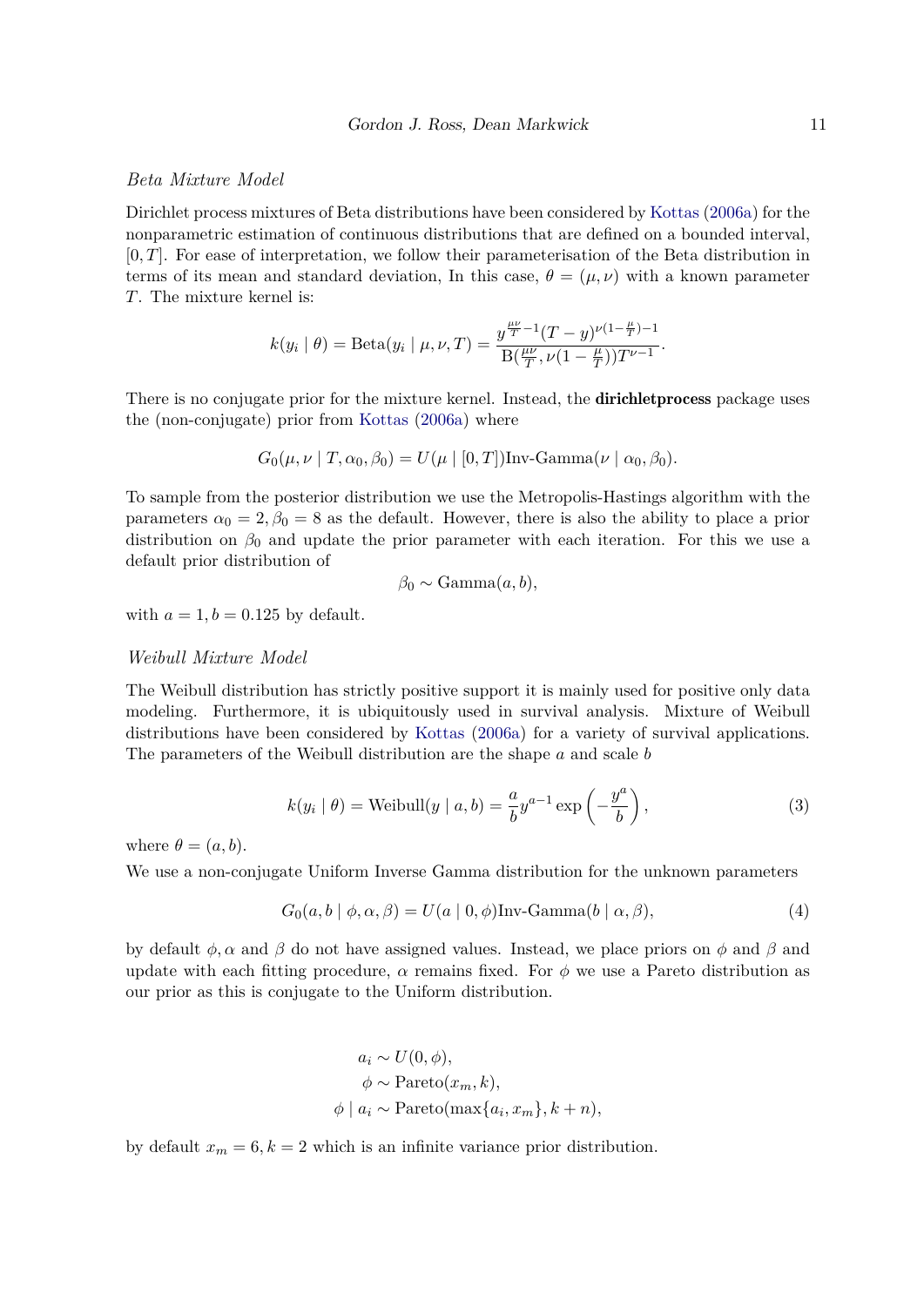*Beta Mixture Model*

Dirichlet process mixtures of Beta distributions have been considered by Kottas (2006a) for the nonparametric estimation of continuous distributions that are defined on a bounded interval, $[0, T]$. For ease of interpretation, we follow their parameterisation of the Beta distribution in terms of its mean and standard deviation, In this case, $\theta = (\mu, \nu)$ with a known parameter $T$. The mixture kernel is:

$$k(y_i \mid \theta) = \text{Beta}(y_i \mid \mu, \nu, T) = \frac{y^{\frac{\mu\nu}{T}-1}(T-y)^{\nu(1-\frac{\mu}{T})-1}}{\text{B}(\frac{\mu\nu}{T}, \nu(1-\frac{\mu}{T}))T^{\nu-1}}.$$

There is no conjugate prior for the mixture kernel. Instead, the **dirichletprocess** package uses the (non-conjugate) prior from Kottas (2006a) where

$$G_0(\mu, \nu \mid T, \alpha_0, \beta_0) = U(\mu \mid [0, T])\text{Inv-Gamma}(\nu \mid \alpha_0, \beta_0).$$

To sample from the posterior distribution we use the Metropolis-Hastings algorithm with the parameters $\alpha_0 = 2, \beta_0 = 8$ as the default. However, there is also the ability to place a prior distribution on $\beta_0$ and update the prior parameter with each iteration. For this we use a default prior distribution of

$$\beta_0 \sim \text{Gamma}(a, b),$$

with $a = 1, b = 0.125$ by default.

*Weibull Mixture Model*

The Weibull distribution has strictly positive support it is mainly used for positive only data modeling. Furthermore, it is ubiquitously used in survival analysis. Mixture of Weibull distributions have been considered by Kottas (2006a) for a variety of survival applications. The parameters of the Weibull distribution are the shape $a$ and scale $b$

$$k(y_i \mid \theta) = \text{Weibull}(y \mid a, b) = \frac{a}{b} y^{a-1} \exp\left(-\frac{y^a}{b}\right), \tag{3}$$

where $\theta = (a, b)$.

We use a non-conjugate Uniform Inverse Gamma distribution for the unknown parameters

$$G_0(a, b \mid \phi, \alpha, \beta) = U(a \mid 0, \phi)\text{Inv-Gamma}(b \mid \alpha, \beta), \tag{4}$$

by default $\phi, \alpha$ and $\beta$ do not have assigned values. Instead, we place priors on $\phi$ and $\beta$ and update with each fitting procedure, $\alpha$ remains fixed. For $\phi$ we use a Pareto distribution as our prior as this is conjugate to the Uniform distribution.

$$\begin{aligned}
a_i &\sim U(0, \phi), \\
\phi &\sim \text{Pareto}(x_m, k), \\
\phi \mid a_i &\sim \text{Pareto}(\max\{a_i, x_m\}, k + n),
\end{aligned}$$

by default $x_m = 6, k = 2$ which is an infinite variance prior distribution.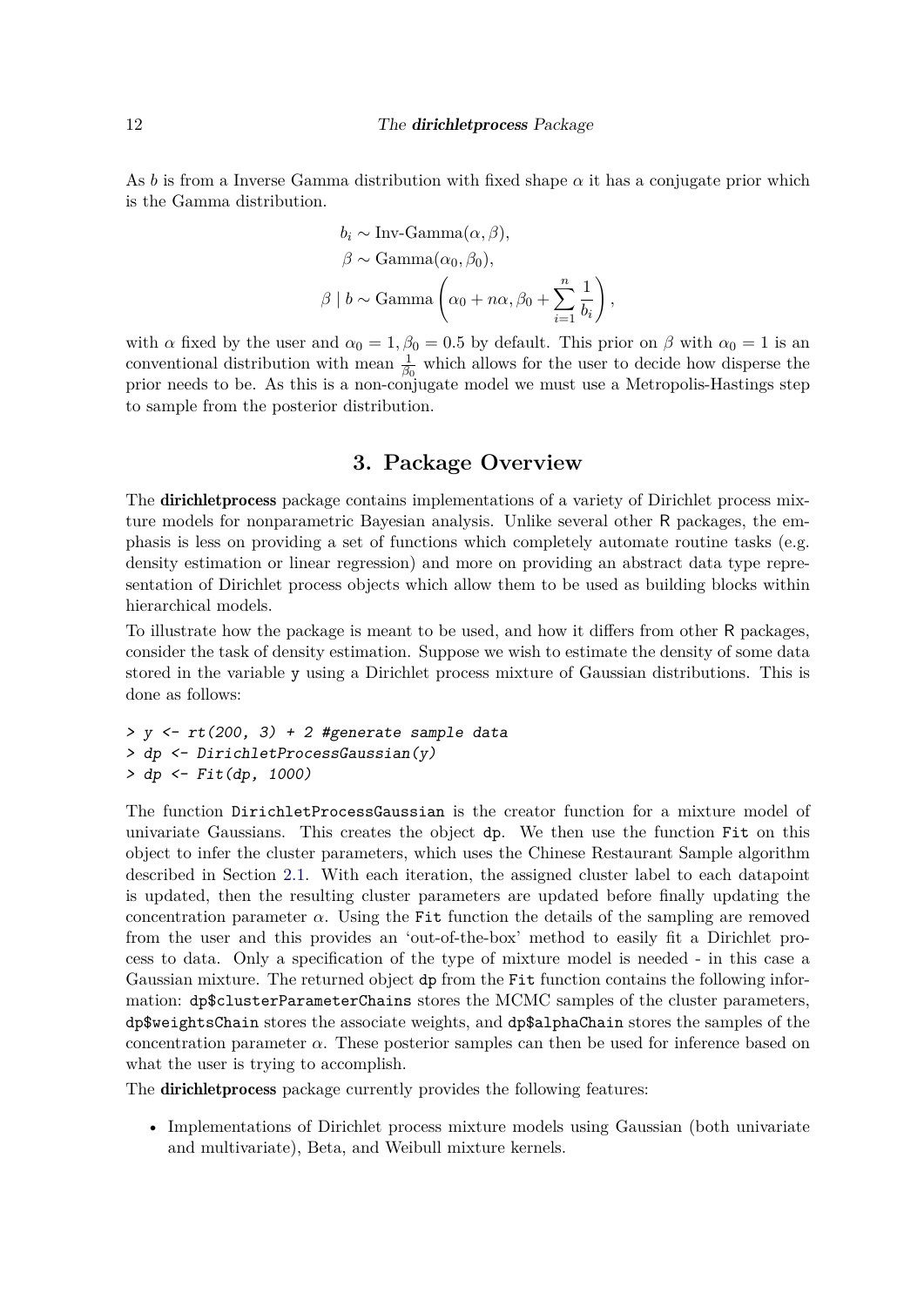As $b$ is from a Inverse Gamma distribution with fixed shape $\alpha$ it has a conjugate prior which is the Gamma distribution.

$$
\begin{aligned}
b_i &\sim \text{Inv-Gamma}(\alpha, \beta), \\
\beta &\sim \text{Gamma}(\alpha_0, \beta_0), \\
\beta \mid b &\sim \text{Gamma}\left(\alpha_0 + n\alpha, \beta_0 + \sum_{i=1}^{n} \frac{1}{b_i}\right),
\end{aligned}
$$

with $\alpha$ fixed by the user and $\alpha_0 = 1, \beta_0 = 0.5$ by default. This prior on $\beta$ with $\alpha_0 = 1$ is an conventional distribution with mean $\frac{1}{\beta_0}$ which allows for the user to decide how disperse the prior needs to be. As this is a non-conjugate model we must use a Metropolis-Hastings step to sample from the posterior distribution.

## 3. Package Overview

The **dirichletprocess** package contains implementations of a variety of Dirichlet process mixture models for nonparametric Bayesian analysis. Unlike several other R packages, the emphasis is less on providing a set of functions which completely automate routine tasks (e.g. density estimation or linear regression) and more on providing an abstract data type representation of Dirichlet process objects which allow them to be used as building blocks within hierarchical models.

To illustrate how the package is meant to be used, and how it differs from other R packages, consider the task of density estimation. Suppose we wish to estimate the density of some data stored in the variable y using a Dirichlet process mixture of Gaussian distributions. This is done as follows:

```
> y <- rt(200, 3) + 2 #generate sample data
> dp <- DirichletProcessGaussian(y)
> dp <- Fit(dp, 1000)
```

The function `DirichletProcessGaussian` is the creator function for a mixture model of univariate Gaussians. This creates the object `dp`. We then use the function `Fit` on this object to infer the cluster parameters, which uses the Chinese Restaurant Sample algorithm described in Section 2.1. With each iteration, the assigned cluster label to each datapoint is updated, then the resulting cluster parameters are updated before finally updating the concentration parameter $\alpha$. Using the `Fit` function the details of the sampling are removed from the user and this provides an 'out-of-the-box' method to easily fit a Dirichlet process to data. Only a specification of the type of mixture model is needed - in this case a Gaussian mixture. The returned object `dp` from the `Fit` function contains the following information: `dp$clusterParameterChains` stores the MCMC samples of the cluster parameters, `dp$weightsChain` stores the associate weights, and `dp$alphaChain` stores the samples of the concentration parameter $\alpha$. These posterior samples can then be used for inference based on what the user is trying to accomplish.

The **dirichletprocess** package currently provides the following features:

- Implementations of Dirichlet process mixture models using Gaussian (both univariate and multivariate), Beta, and Weibull mixture kernels.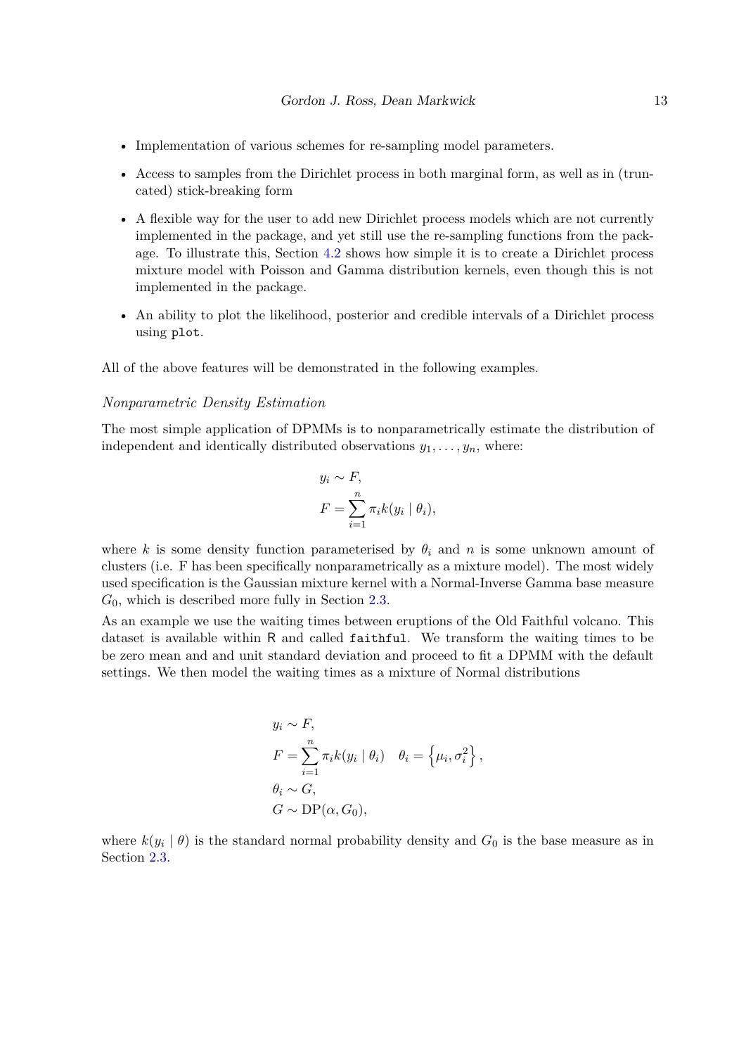- Implementation of various schemes for re-sampling model parameters.
- Access to samples from the Dirichlet process in both marginal form, as well as in (truncated) stick-breaking form
- A flexible way for the user to add new Dirichlet process models which are not currently implemented in the package, and yet still use the re-sampling functions from the package. To illustrate this, Section 4.2 shows how simple it is to create a Dirichlet process mixture model with Poisson and Gamma distribution kernels, even though this is not implemented in the package.
- An ability to plot the likelihood, posterior and credible intervals of a Dirichlet process using `plot`.

All of the above features will be demonstrated in the following examples.

### *Nonparametric Density Estimation*

The most simple application of DPMMs is to nonparametrically estimate the distribution of independent and identically distributed observations $y_1, \ldots, y_n$, where:

$$
\begin{aligned}
y_i &\sim F, \\
F &= \sum_{i=1}^{n} \pi_i k(y_i \mid \theta_i),
\end{aligned}
$$

where $k$ is some density function parameterised by $\theta_i$ and $n$ is some unknown amount of clusters (i.e. F has been specifically nonparametrically as a mixture model). The most widely used specification is the Gaussian mixture kernel with a Normal-Inverse Gamma base measure $G_0$, which is described more fully in Section 2.3.

As an example we use the waiting times between eruptions of the Old Faithful volcano. This dataset is available within R and called `faithful`. We transform the waiting times to be be zero mean and and unit standard deviation and proceed to fit a DPMM with the default settings. We then model the waiting times as a mixture of Normal distributions

$$
\begin{aligned}
y_i &\sim F, \\
F &= \sum_{i=1}^{n} \pi_i k(y_i \mid \theta_i) \quad \theta_i = \left\{ \mu_i, \sigma_i^2 \right\}, \\
\theta_i &\sim G, \\
G &\sim \mathrm{DP}(\alpha, G_0),
\end{aligned}
$$

where $k(y_i \mid \theta)$ is the standard normal probability density and $G_0$ is the base measure as in Section 2.3.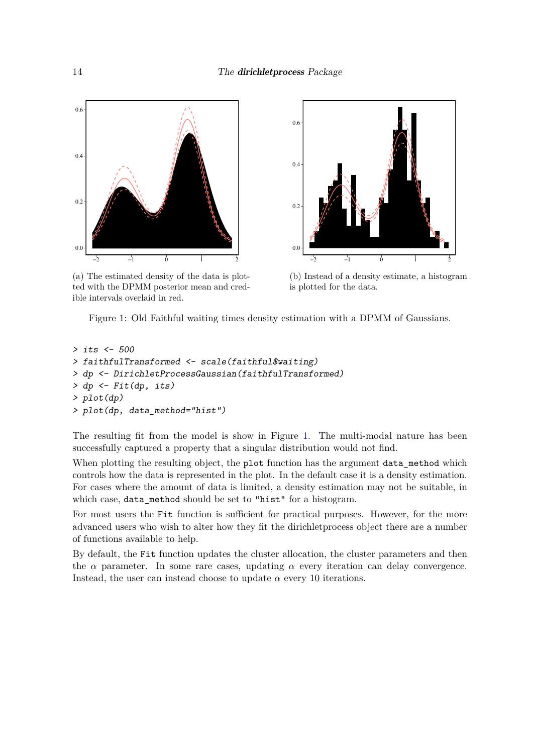(a) The estimated density of the data is plotted with the DPMM posterior mean and credible intervals overlaid in red.

(b) Instead of a density estimate, a histogram is plotted for the data.

Figure 1: Old Faithful waiting times density estimation with a DPMM of Gaussians.

```
> its <- 500
> faithfulTransformed <- scale(faithful$waiting)
> dp <- DirichletProcessGaussian(faithfulTransformed)
> dp <- Fit(dp, its)
> plot(dp)
> plot(dp, data_method="hist")
```

The resulting fit from the model is show in Figure 1. The multi-modal nature has been successfully captured a property that a singular distribution would not find.

When plotting the resulting object, the `plot` function has the argument `data_method` which controls how the data is represented in the plot. In the default case it is a density estimation. For cases where the amount of data is limited, a density estimation may not be suitable, in which case, `data_method` should be set to `"hist"` for a histogram.

For most users the `Fit` function is sufficient for practical purposes. However, for the more advanced users who wish to alter how they fit the dirichletprocess object there are a number of functions available to help.

By default, the `Fit` function updates the cluster allocation, the cluster parameters and then the $\alpha$ parameter. In some rare cases, updating $\alpha$ every iteration can delay convergence. Instead, the user can instead choose to update $\alpha$ every 10 iterations.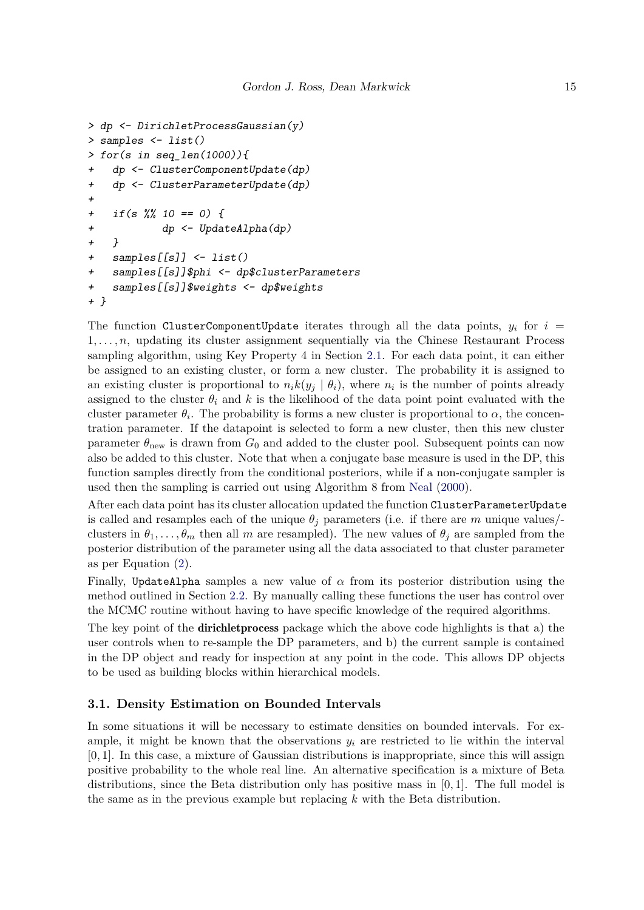```
> dp <- DirichletProcessGaussian(y)
> samples <- list()
> for(s in seq_len(1000)){
+   dp <- ClusterComponentUpdate(dp)
+   dp <- ClusterParameterUpdate(dp)
+
+   if(s %% 10 == 0) {
+           dp <- UpdateAlpha(dp)
+   }
+   samples[[s]] <- list()
+   samples[[s]]$phi <- dp$clusterParameters
+   samples[[s]]$weights <- dp$weights
+ }
```

The function `ClusterComponentUpdate` iterates through all the data points, $y_i$ for $i = 1, \dots, n$, updating its cluster assignment sequentially via the Chinese Restaurant Process sampling algorithm, using Key Property 4 in Section 2.1. For each data point, it can either be assigned to an existing cluster, or form a new cluster. The probability it is assigned to an existing cluster is proportional to $n_i k(y_j \mid \theta_i)$, where $n_i$ is the number of points already assigned to the cluster $\theta_i$ and $k$ is the likelihood of the data point point evaluated with the cluster parameter $\theta_i$. The probability is forms a new cluster is proportional to $\alpha$, the concentration parameter. If the datapoint is selected to form a new cluster, then this new cluster parameter $\theta_{\text{new}}$ is drawn from $G_0$ and added to the cluster pool. Subsequent points can now also be added to this cluster. Note that when a conjugate base measure is used in the DP, this function samples directly from the conditional posteriors, while if a non-conjugate sampler is used then the sampling is carried out using Algorithm 8 from Neal (2000).

After each data point has its cluster allocation updated the function `ClusterParameterUpdate` is called and resamples each of the unique $\theta_j$ parameters (i.e. if there are $m$ unique values/-clusters in $\theta_1, \dots, \theta_m$ then all $m$ are resampled). The new values of $\theta_j$ are sampled from the posterior distribution of the parameter using all the data associated to that cluster parameter as per Equation (2).

Finally, `UpdateAlpha` samples a new value of $\alpha$ from its posterior distribution using the method outlined in Section 2.2. By manually calling these functions the user has control over the MCMC routine without having to have specific knowledge of the required algorithms.

The key point of the **dirichletprocess** package which the above code highlights is that a) the user controls when to re-sample the DP parameters, and b) the current sample is contained in the DP object and ready for inspection at any point in the code. This allows DP objects to be used as building blocks within hierarchical models.

### 3.1. Density Estimation on Bounded Intervals

In some situations it will be necessary to estimate densities on bounded intervals. For example, it might be known that the observations $y_i$ are restricted to lie within the interval $[0, 1]$. In this case, a mixture of Gaussian distributions is inappropriate, since this will assign positive probability to the whole real line. An alternative specification is a mixture of Beta distributions, since the Beta distribution only has positive mass in $[0, 1]$. The full model is the same as in the previous example but replacing $k$ with the Beta distribution.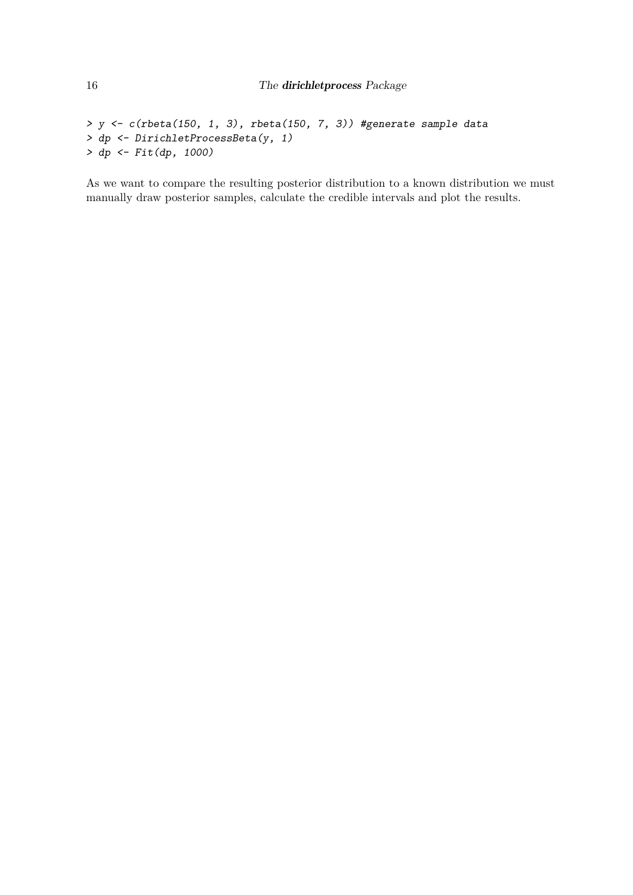```
> y <- c(rbeta(150, 1, 3), rbeta(150, 7, 3)) #generate sample data
> dp <- DirichletProcessBeta(y, 1)
> dp <- Fit(dp, 1000)
```

As we want to compare the resulting posterior distribution to a known distribution we must manually draw posterior samples, calculate the credible intervals and plot the results.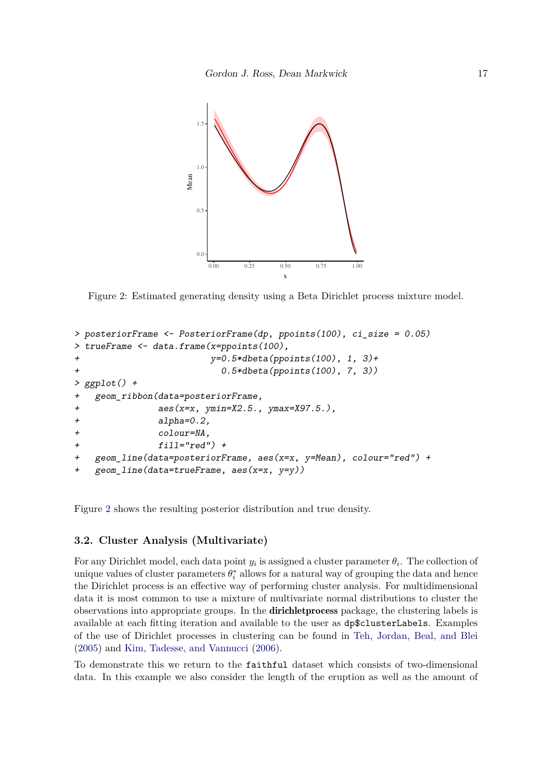Figure 2: Estimated generating density using a Beta Dirichlet process mixture model.

```
> posteriorFrame <- PosteriorFrame(dp, ppoints(100), ci_size = 0.05)
> trueFrame <- data.frame(x=ppoints(100),
+                         y=0.5*dbeta(ppoints(100), 1, 3)+
+                           0.5*dbeta(ppoints(100), 7, 3))
> ggplot() +
+   geom_ribbon(data=posteriorFrame,
+               aes(x=x, ymin=X2.5., ymax=X97.5.),
+               alpha=0.2,
+               colour=NA,
+               fill="red") +
+   geom_line(data=posteriorFrame, aes(x=x, y=Mean), colour="red") +
+   geom_line(data=trueFrame, aes(x=x, y=y))
```

Figure 2 shows the resulting posterior distribution and true density.

### 3.2. Cluster Analysis (Multivariate)

For any Dirichlet model, each data point $y_i$ is assigned a cluster parameter $\theta_i$. The collection of unique values of cluster parameters $\theta_i^*$ allows for a natural way of grouping the data and hence the Dirichlet process is an effective way of performing cluster analysis. For multidimensional data it is most common to use a mixture of multivariate normal distributions to cluster the observations into appropriate groups. In the **dirichletprocess** package, the clustering labels is available at each fitting iteration and available to the user as `dp$clusterLabels`. Examples of the use of Dirichlet processes in clustering can be found in Teh, Jordan, Beal, and Blei (2005) and Kim, Tadesse, and Vannucci (2006).

To demonstrate this we return to the `faithful` dataset which consists of two-dimensional data. In this example we also consider the length of the eruption as well as the amount of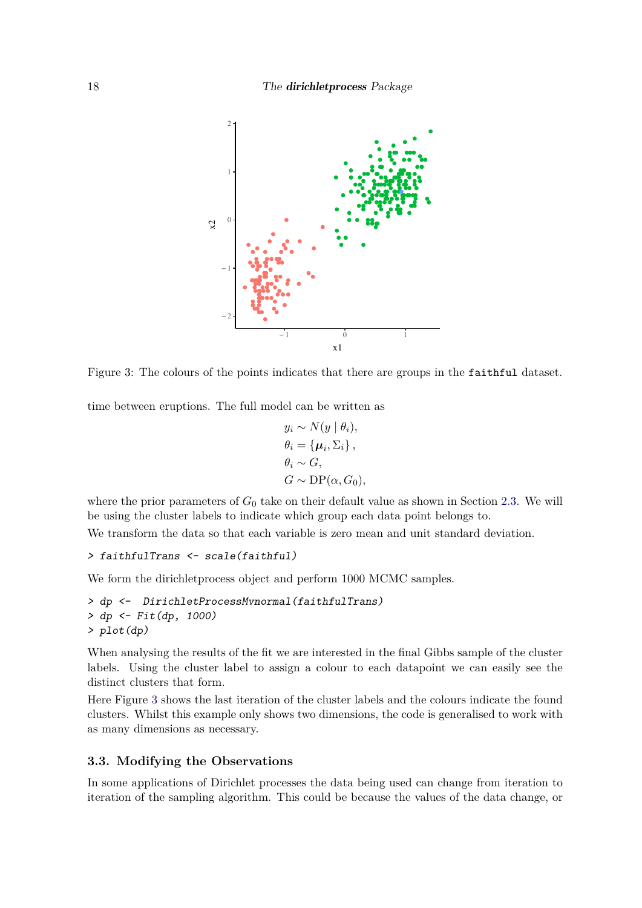Figure 3: The colours of the points indicates that there are groups in the `faithful` dataset.

time between eruptions. The full model can be written as

$$
\begin{aligned}
y_i &\sim N(y \mid \theta_i),\\
\theta_i &= \{\boldsymbol{\mu}_i, \Sigma_i\},\\
\theta_i &\sim G,\\
G &\sim \mathrm{DP}(\alpha, G_0),
\end{aligned}
$$

where the prior parameters of $G_0$ take on their default value as shown in Section 2.3. We will be using the cluster labels to indicate which group each data point belongs to.

We transform the data so that each variable is zero mean and unit standard deviation.

```
> faithfulTrans <- scale(faithful)
```

We form the dirichletprocess object and perform 1000 MCMC samples.

```
> dp <-  DirichletProcessMvnormal(faithfulTrans)
> dp <- Fit(dp, 1000)
> plot(dp)
```

When analysing the results of the fit we are interested in the final Gibbs sample of the cluster labels. Using the cluster label to assign a colour to each datapoint we can easily see the distinct clusters that form.

Here Figure 3 shows the last iteration of the cluster labels and the colours indicate the found clusters. Whilst this example only shows two dimensions, the code is generalised to work with as many dimensions as necessary.

### 3.3. Modifying the Observations

In some applications of Dirichlet processes the data being used can change from iteration to iteration of the sampling algorithm. This could be because the values of the data change, or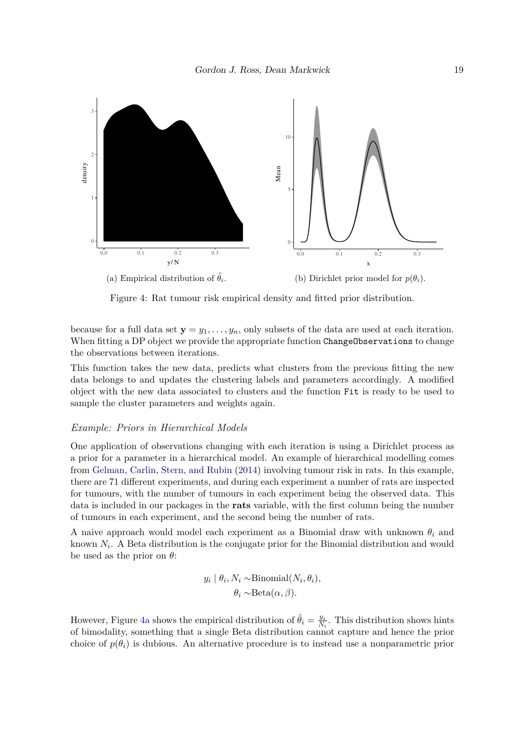(a) Empirical distribution of $\hat{\theta}_i$.

(b) Dirichlet prior model for $p(\theta_i)$.

Figure 4: Rat tumour risk empirical density and fitted prior distribution.

because for a full data set $\mathbf{y} = y_1, \ldots, y_n$, only subsets of the data are used at each iteration. When fitting a DP object we provide the appropriate function `ChangeObservations` to change the observations between iterations.

This function takes the new data, predicts what clusters from the previous fitting the new data belongs to and updates the clustering labels and parameters accordingly. A modified object with the new data associated to clusters and the function `Fit` is ready to be used to sample the cluster parameters and weights again.

*Example: Priors in Hierarchical Models*

One application of observations changing with each iteration is using a Dirichlet process as a prior for a parameter in a hierarchical model. An example of hierarchical modelling comes from Gelman, Carlin, Stern, and Rubin (2014) involving tumour risk in rats. In this example, there are 71 different experiments, and during each experiment a number of rats are inspected for tumours, with the number of tumours in each experiment being the observed data. This data is included in our packages in the **rats** variable, with the first column being the number of tumours in each experiment, and the second being the number of rats.

A naive approach would model each experiment as a Binomial draw with unknown $\theta_i$ and known $N_i$. A Beta distribution is the conjugate prior for the Binomial distribution and would be used as the prior on $\theta$:

$$
\begin{aligned}
y_i \mid \theta_i, N_i \sim & \text{Binomial}(N_i, \theta_i), \\
\theta_i \sim & \text{Beta}(\alpha, \beta).
\end{aligned}
$$

However, Figure 4a shows the empirical distribution of $\hat{\theta}_i = \frac{y_i}{N_i}$. This distribution shows hints of bimodality, something that a single Beta distribution cannot capture and hence the prior choice of $p(\theta_i)$ is dubious. An alternative procedure is to instead use a nonparametric prior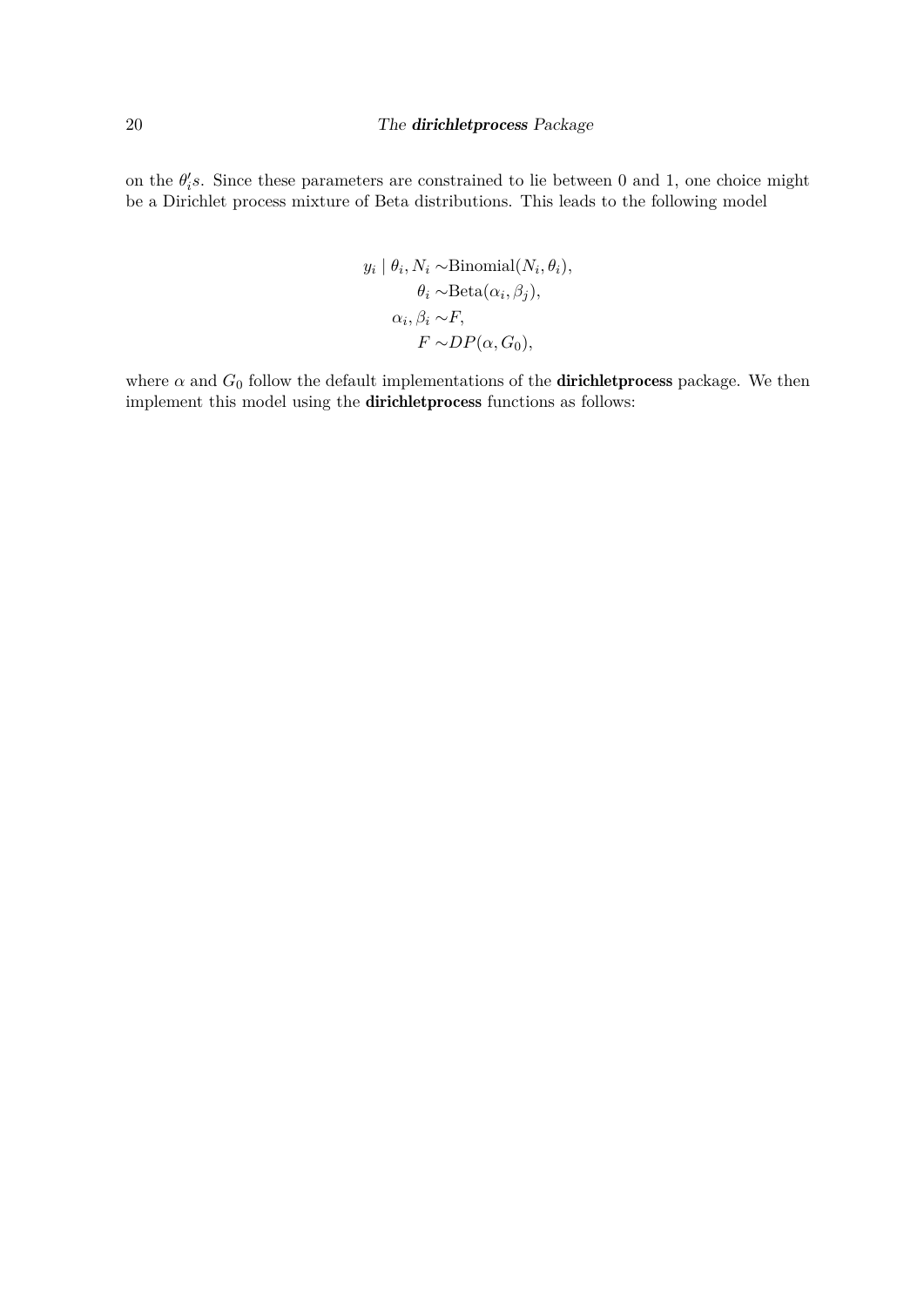on the $\theta_i' s$. Since these parameters are constrained to lie between 0 and 1, one choice might be a Dirichlet process mixture of Beta distributions. This leads to the following model

$$
\begin{aligned}
y_i \mid \theta_i, N_i \sim & \text{Binomial}(N_i, \theta_i), \\
\theta_i \sim & \text{Beta}(\alpha_i, \beta_j), \\
\alpha_i, \beta_i \sim & F, \\
F \sim & DP(\alpha, G_0),
\end{aligned}
$$

where $\alpha$ and $G_0$ follow the default implementations of the **dirichletprocess** package. We then implement this model using the **dirichletprocess** functions as follows: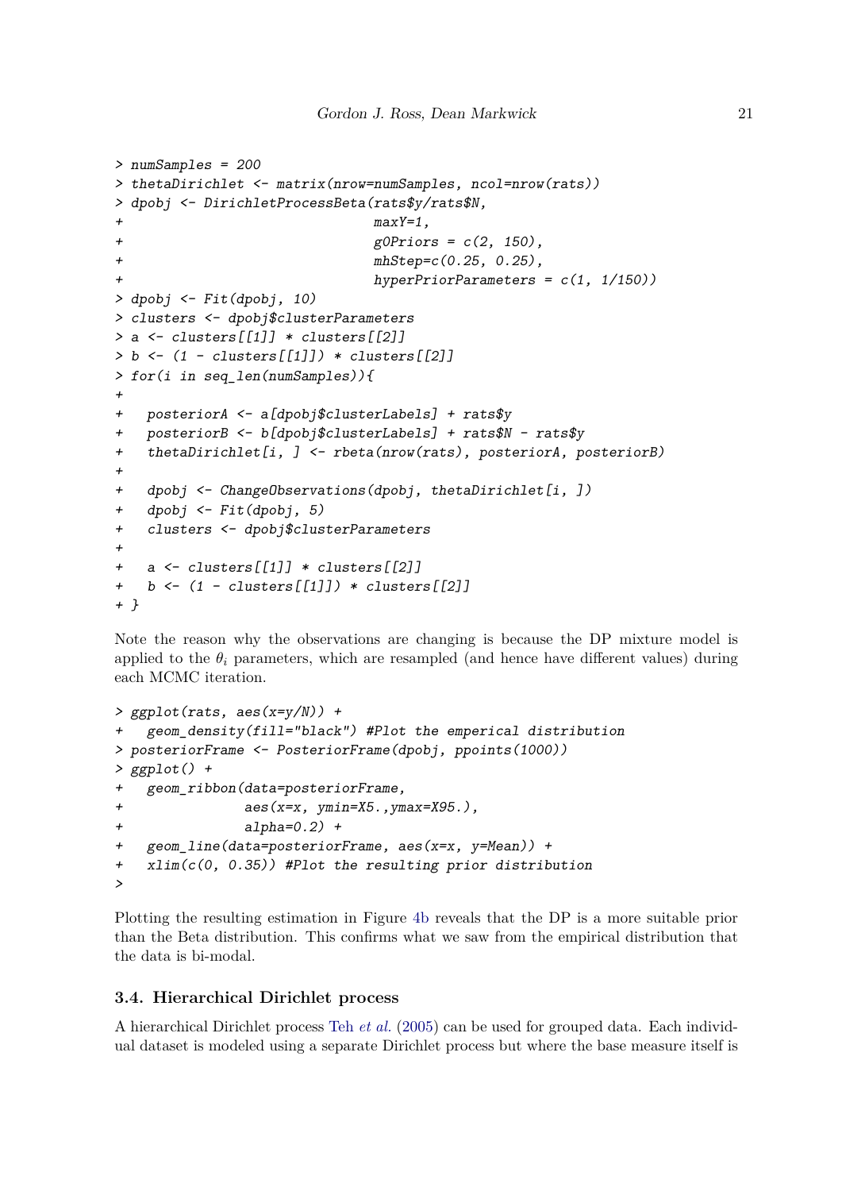```
> numSamples = 200
> thetaDirichlet <- matrix(nrow=numSamples, ncol=nrow(rats))
> dpobj <- DirichletProcessBeta(rats$y/rats$N,
+                               maxY=1,
+                               g0Priors = c(2, 150),
+                               mhStep=c(0.25, 0.25),
+                               hyperPriorParameters = c(1, 1/150))
> dpobj <- Fit(dpobj, 10)
> clusters <- dpobj$clusterParameters
> a <- clusters[[1]] * clusters[[2]]
> b <- (1 - clusters[[1]]) * clusters[[2]]
> for(i in seq_len(numSamples)){
+
+   posteriorA <- a[dpobj$clusterLabels] + rats$y
+   posteriorB <- b[dpobj$clusterLabels] + rats$N - rats$y
+   thetaDirichlet[i, ] <- rbeta(nrow(rats), posteriorA, posteriorB)
+
+   dpobj <- ChangeObservations(dpobj, thetaDirichlet[i, ])
+   dpobj <- Fit(dpobj, 5)
+   clusters <- dpobj$clusterParameters
+
+   a <- clusters[[1]] * clusters[[2]]
+   b <- (1 - clusters[[1]]) * clusters[[2]]
+ }
```

Note the reason why the observations are changing is because the DP mixture model is applied to the $\theta_i$ parameters, which are resampled (and hence have different values) during each MCMC iteration.

```
> ggplot(rats, aes(x=y/N)) +
+   geom_density(fill="black") #Plot the emperical distribution
> posteriorFrame <- PosteriorFrame(dpobj, ppoints(1000))
> ggplot() +
+   geom_ribbon(data=posteriorFrame,
+               aes(x=x, ymin=X5.,ymax=X95.),
+               alpha=0.2) +
+   geom_line(data=posteriorFrame, aes(x=x, y=Mean)) +
+   xlim(c(0, 0.35)) #Plot the resulting prior distribution
>
```

Plotting the resulting estimation in Figure 4b reveals that the DP is a more suitable prior than the Beta distribution. This confirms what we saw from the empirical distribution that the data is bi-modal.

### 3.4. Hierarchical Dirichlet process

A hierarchical Dirichlet process Teh *et al.* (2005) can be used for grouped data. Each individual dataset is modeled using a separate Dirichlet process but where the base measure itself is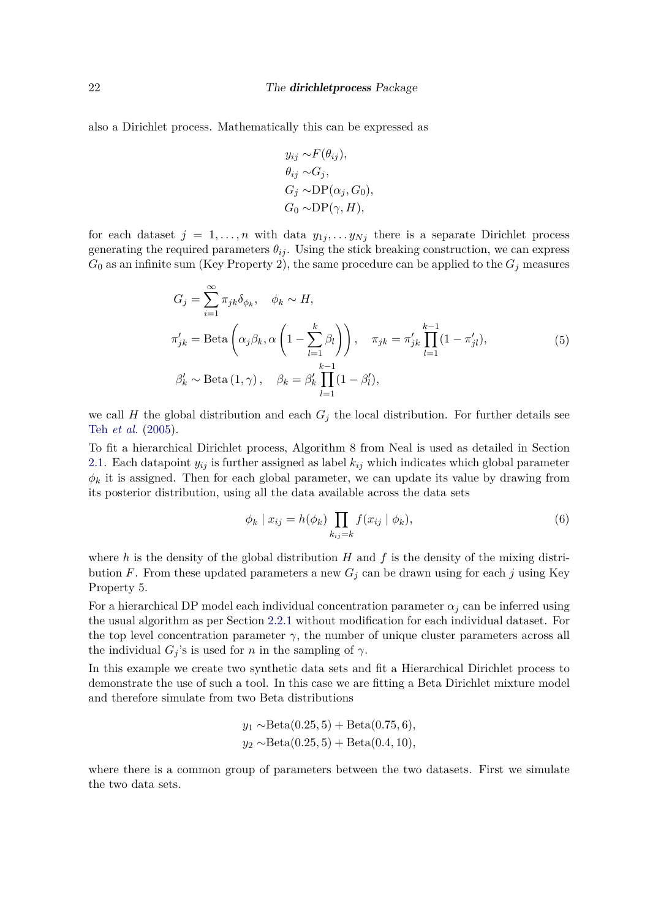also a Dirichlet process. Mathematically this can be expressed as

$$
\begin{aligned}
y_{ij} \sim & F(\theta_{ij}), \\
\theta_{ij} \sim & G_j, \\
G_j \sim & \mathrm{DP}(\alpha_j, G_0), \\
G_0 \sim & \mathrm{DP}(\gamma, H),
\end{aligned}
$$

for each dataset $j = 1, \ldots, n$ with data $y_{1j}, \ldots y_{Nj}$ there is a separate Dirichlet process generating the required parameters $\theta_{ij}$. Using the stick breaking construction, we can express $G_0$ as an infinite sum (Key Property 2), the same procedure can be applied to the $G_j$ measures

$$
\begin{aligned}
G_j &= \sum_{i=1}^{\infty} \pi_{jk} \delta_{\phi_k}, \quad \phi_k \sim H, \\
\pi'_{jk} &= \mathrm{Beta}\left(\alpha_j \beta_k, \alpha \left(1 - \sum_{l=1}^{k} \beta_l\right)\right), \quad \pi_{jk} = \pi'_{jk} \prod_{l=1}^{k-1} (1 - \pi'_{jl}), \\
\beta'_k &\sim \mathrm{Beta}\left(1, \gamma\right), \quad \beta_k = \beta'_k \prod_{l=1}^{k-1} (1 - \beta'_l),
\end{aligned} \tag{5}
$$

we call $H$ the global distribution and each $G_j$ the local distribution. For further details see Teh *et al.* (2005).

To fit a hierarchical Dirichlet process, Algorithm 8 from Neal is used as detailed in Section 2.1. Each datapoint $y_{ij}$ is further assigned as label $k_{ij}$ which indicates which global parameter $\phi_k$ it is assigned. Then for each global parameter, we can update its value by drawing from its posterior distribution, using all the data available across the data sets

$$
\phi_k \mid x_{ij} = h(\phi_k) \prod_{k_{ij}=k} f(x_{ij} \mid \phi_k), \tag{6}
$$

where $h$ is the density of the global distribution $H$ and $f$ is the density of the mixing distribution $F$. From these updated parameters a new $G_j$ can be drawn using for each $j$ using Key Property 5.

For a hierarchical DP model each individual concentration parameter $\alpha_j$ can be inferred using the usual algorithm as per Section 2.2.1 without modification for each individual dataset. For the top level concentration parameter $\gamma$, the number of unique cluster parameters across all the individual $G_j$'s is used for $n$ in the sampling of $\gamma$.

In this example we create two synthetic data sets and fit a Hierarchical Dirichlet process to demonstrate the use of such a tool. In this case we are fitting a Beta Dirichlet mixture model and therefore simulate from two Beta distributions

$$
\begin{aligned}
y_1 \sim & \mathrm{Beta}(0.25, 5) + \mathrm{Beta}(0.75, 6), \\
y_2 \sim & \mathrm{Beta}(0.25, 5) + \mathrm{Beta}(0.4, 10),
\end{aligned}
$$

where there is a common group of parameters between the two datasets. First we simulate the two data sets.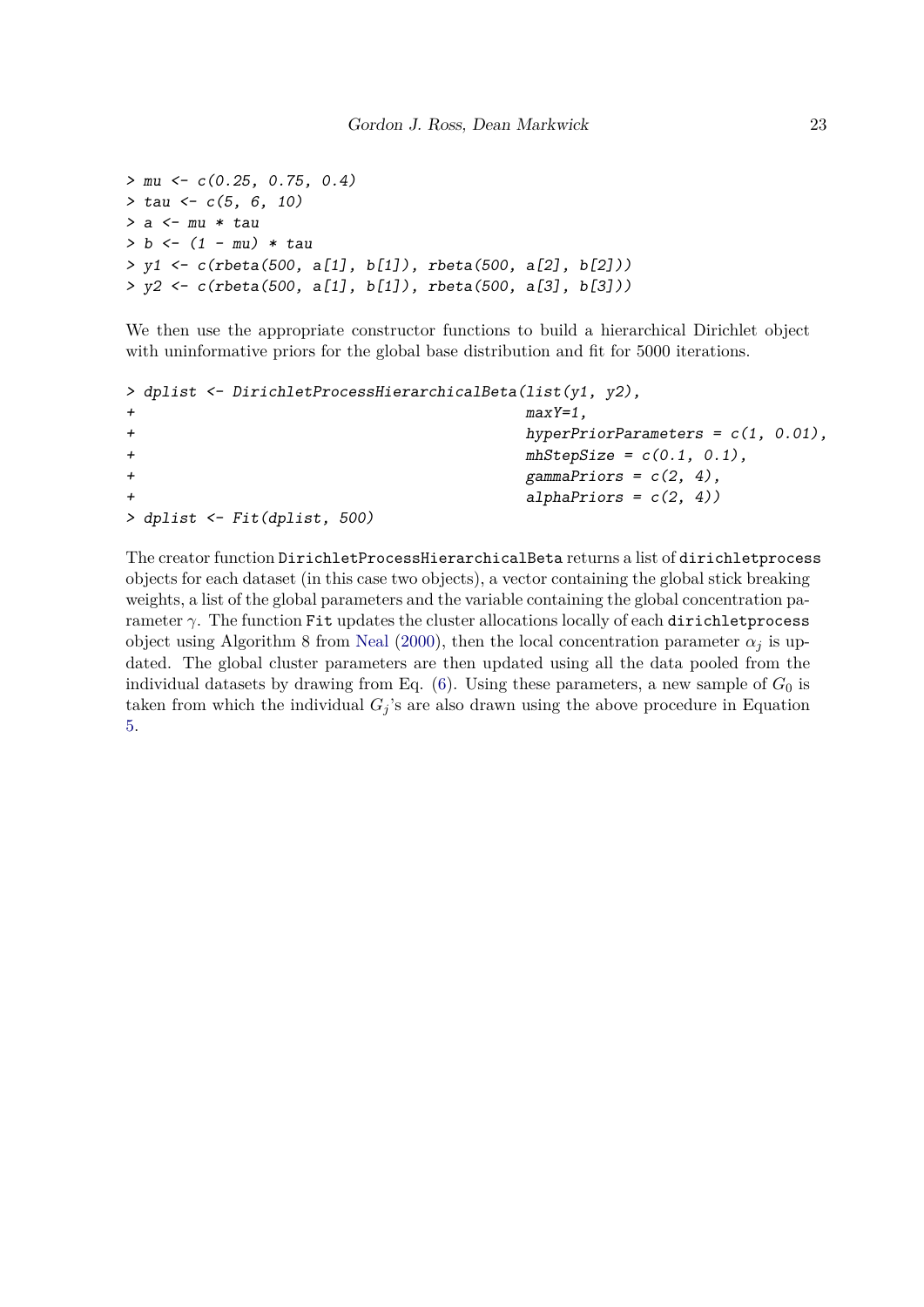```
> mu <- c(0.25, 0.75, 0.4)
> tau <- c(5, 6, 10)
> a <- mu * tau
> b <- (1 - mu) * tau
> y1 <- c(rbeta(500, a[1], b[1]), rbeta(500, a[2], b[2]))
> y2 <- c(rbeta(500, a[1], b[1]), rbeta(500, a[3], b[3]))
```

We then use the appropriate constructor functions to build a hierarchical Dirichlet object with uninformative priors for the global base distribution and fit for 5000 iterations.

```
> dplist <- DirichletProcessHierarchicalBeta(list(y1, y2),
+                                            maxY=1,
+                                            hyperPriorParameters = c(1, 0.01),
+                                            mhStepSize = c(0.1, 0.1),
+                                            gammaPriors = c(2, 4),
+                                            alphaPriors = c(2, 4))
> dplist <- Fit(dplist, 500)
```

The creator function `DirichletProcessHierarchicalBeta` returns a list of `dirichletprocess` objects for each dataset (in this case two objects), a vector containing the global stick breaking weights, a list of the global parameters and the variable containing the global concentration parameter $\gamma$. The function `Fit` updates the cluster allocations locally of each `dirichletprocess` object using Algorithm 8 from Neal (2000), then the local concentration parameter $\alpha_j$ is updated. The global cluster parameters are then updated using all the data pooled from the individual datasets by drawing from Eq. (6). Using these parameters, a new sample of $G_0$ is taken from which the individual $G_j$'s are also drawn using the above procedure in Equation 5.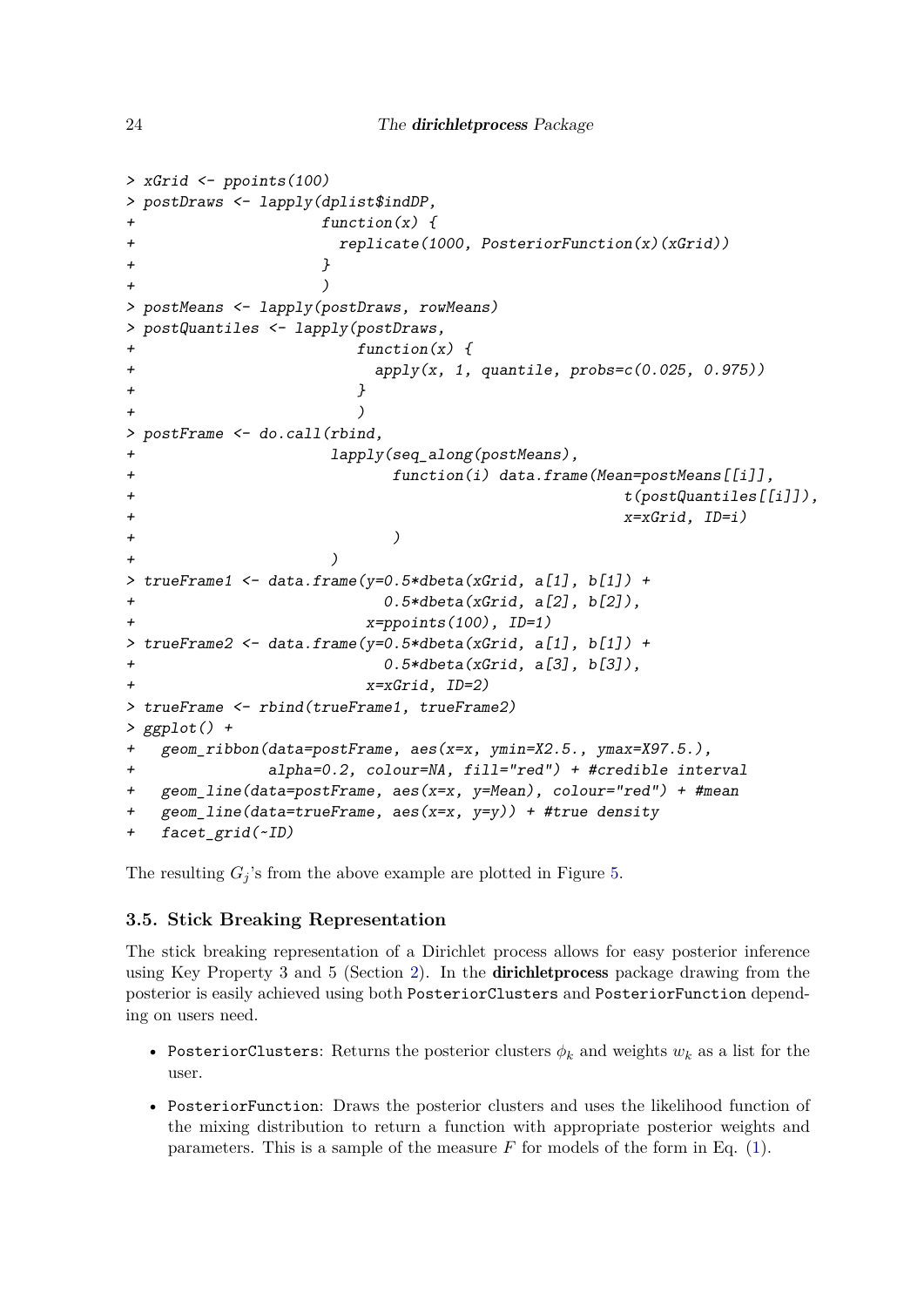```
> xGrid <- ppoints(100)
> postDraws <- lapply(dplist$indDP,
+                    function(x) {
+                      replicate(1000, PosteriorFunction(x)(xGrid))
+                    }
+                    )
> postMeans <- lapply(postDraws, rowMeans)
> postQuantiles <- lapply(postDraws,
+                        function(x) {
+                          apply(x, 1, quantile, probs=c(0.025, 0.975))
+                        }
+                        )
> postFrame <- do.call(rbind,
+                     lapply(seq_along(postMeans),
+                            function(i) data.frame(Mean=postMeans[[i]],
+                                                   t(postQuantiles[[i]]),
+                                                   x=xGrid, ID=i)
+                            )
+                     )
> trueFrame1 <- data.frame(y=0.5*dbeta(xGrid, a[1], b[1]) +
+                           0.5*dbeta(xGrid, a[2], b[2]),
+                         x=ppoints(100), ID=1)
> trueFrame2 <- data.frame(y=0.5*dbeta(xGrid, a[1], b[1]) +
+                           0.5*dbeta(xGrid, a[3], b[3]),
+                         x=xGrid, ID=2)
> trueFrame <- rbind(trueFrame1, trueFrame2)
> ggplot() +
+   geom_ribbon(data=postFrame, aes(x=x, ymin=X2.5., ymax=X97.5.),
+               alpha=0.2, colour=NA, fill="red") + #credible interval
+   geom_line(data=postFrame, aes(x=x, y=Mean), colour="red") + #mean
+   geom_line(data=trueFrame, aes(x=x, y=y)) + #true density
+   facet_grid(~ID)
```

The resulting $G_j$'s from the above example are plotted in Figure 5.

### 3.5. Stick Breaking Representation

The stick breaking representation of a Dirichlet process allows for easy posterior inference using Key Property 3 and 5 (Section 2). In the **dirichletprocess** package drawing from the posterior is easily achieved using both `PosteriorClusters` and `PosteriorFunction` depending on users need.

- `PosteriorClusters`: Returns the posterior clusters $\phi_k$ and weights $w_k$ as a list for the user.
- `PosteriorFunction`: Draws the posterior clusters and uses the likelihood function of the mixing distribution to return a function with appropriate posterior weights and parameters. This is a sample of the measure $F$ for models of the form in Eq. (1).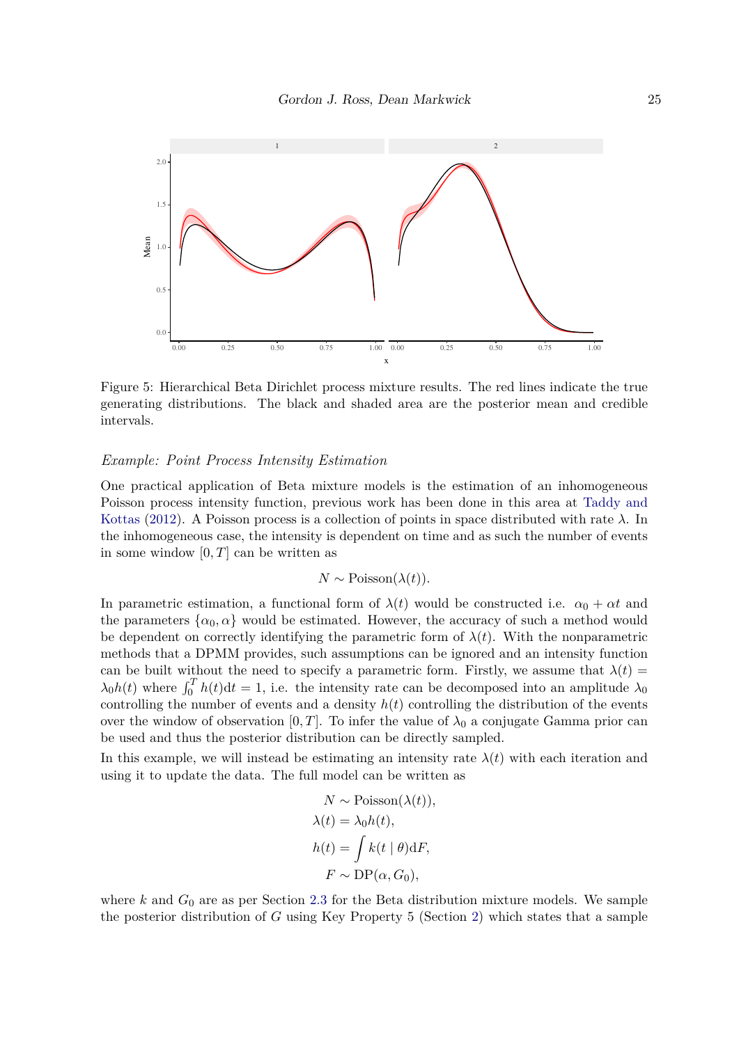Figure 5: Hierarchical Beta Dirichlet process mixture results. The red lines indicate the true generating distributions. The black and shaded area are the posterior mean and credible intervals.

*Example: Point Process Intensity Estimation*

One practical application of Beta mixture models is the estimation of an inhomogeneous Poisson process intensity function, previous work has been done in this area at Taddy and Kottas (2012). A Poisson process is a collection of points in space distributed with rate $\lambda$. In the inhomogeneous case, the intensity is dependent on time and as such the number of events in some window $[0, T]$ can be written as

$$N \sim \text{Poisson}(\lambda(t)).$$

In parametric estimation, a functional form of $\lambda(t)$ would be constructed i.e. $\alpha_0 + \alpha t$ and the parameters $\{\alpha_0, \alpha\}$ would be estimated. However, the accuracy of such a method would be dependent on correctly identifying the parametric form of $\lambda(t)$. With the nonparametric methods that a DPMM provides, such assumptions can be ignored and an intensity function can be built without the need to specify a parametric form. Firstly, we assume that $\lambda(t) = \lambda_0 h(t)$ where $\int_0^T h(t)\mathrm{d}t = 1$, i.e. the intensity rate can be decomposed into an amplitude $\lambda_0$ controlling the number of events and a density $h(t)$ controlling the distribution of the events over the window of observation $[0, T]$. To infer the value of $\lambda_0$ a conjugate Gamma prior can be used and thus the posterior distribution can be directly sampled.

In this example, we will instead be estimating an intensity rate $\lambda(t)$ with each iteration and using it to update the data. The full model can be written as

$$\begin{aligned}
N &\sim \text{Poisson}(\lambda(t)), \\
\lambda(t) &= \lambda_0 h(t), \\
h(t) &= \int k(t \mid \theta)\mathrm{d}F, \\
F &\sim \text{DP}(\alpha, G_0),
\end{aligned}$$

where $k$ and $G_0$ are as per Section 2.3 for the Beta distribution mixture models. We sample the posterior distribution of $G$ using Key Property 5 (Section 2) which states that a sample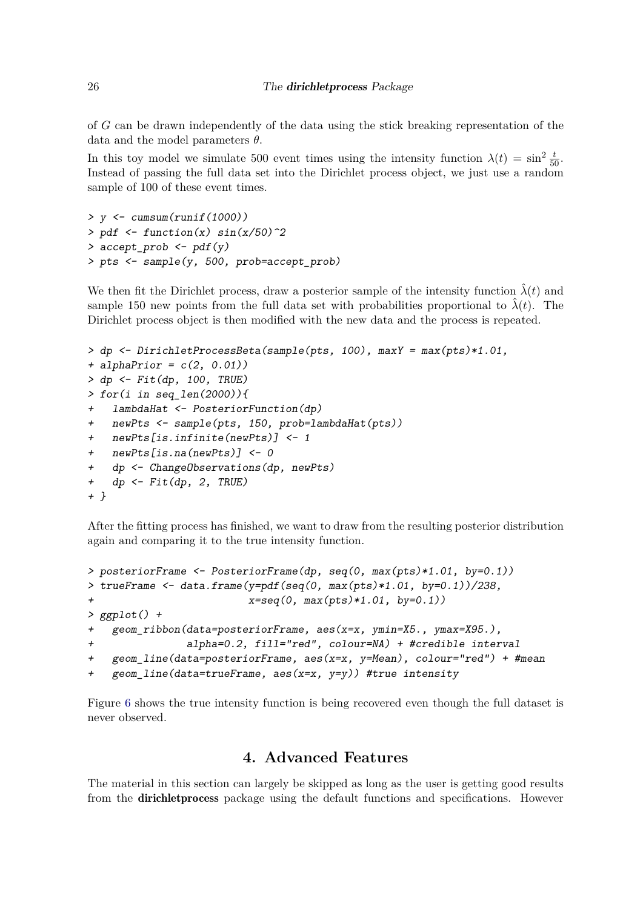of $G$ can be drawn independently of the data using the stick breaking representation of the data and the model parameters $\theta$.

In this toy model we simulate 500 event times using the intensity function $\lambda(t) = \sin^2 \frac{t}{50}$. Instead of passing the full data set into the Dirichlet process object, we just use a random sample of 100 of these event times.

```
> y <- cumsum(runif(1000))
> pdf <- function(x) sin(x/50)^2
> accept_prob <- pdf(y)
> pts <- sample(y, 500, prob=accept_prob)
```

We then fit the Dirichlet process, draw a posterior sample of the intensity function $\hat{\lambda}(t)$ and sample 150 new points from the full data set with probabilities proportional to $\hat{\lambda}(t)$. The Dirichlet process object is then modified with the new data and the process is repeated.

```
> dp <- DirichletProcessBeta(sample(pts, 100), maxY = max(pts)*1.01,
+ alphaPrior = c(2, 0.01))
> dp <- Fit(dp, 100, TRUE)
> for(i in seq_len(2000)){
+   lambdaHat <- PosteriorFunction(dp)
+   newPts <- sample(pts, 150, prob=lambdaHat(pts))
+   newPts[is.infinite(newPts)] <- 1
+   newPts[is.na(newPts)] <- 0
+   dp <- ChangeObservations(dp, newPts)
+   dp <- Fit(dp, 2, TRUE)
+ }
```

After the fitting process has finished, we want to draw from the resulting posterior distribution again and comparing it to the true intensity function.

```
> posteriorFrame <- PosteriorFrame(dp, seq(0, max(pts)*1.01, by=0.1))
> trueFrame <- data.frame(y=pdf(seq(0, max(pts)*1.01, by=0.1))/238,
+                         x=seq(0, max(pts)*1.01, by=0.1))
> ggplot() +
+   geom_ribbon(data=posteriorFrame, aes(x=x, ymin=X5., ymax=X95.),
+               alpha=0.2, fill="red", colour=NA) + #credible interval
+   geom_line(data=posteriorFrame, aes(x=x, y=Mean), colour="red") + #mean
+   geom_line(data=trueFrame, aes(x=x, y=y)) #true intensity
```

Figure 6 shows the true intensity function is being recovered even though the full dataset is never observed.

# 4. Advanced Features

The material in this section can largely be skipped as long as the user is getting good results from the **dirichletprocess** package using the default functions and specifications. However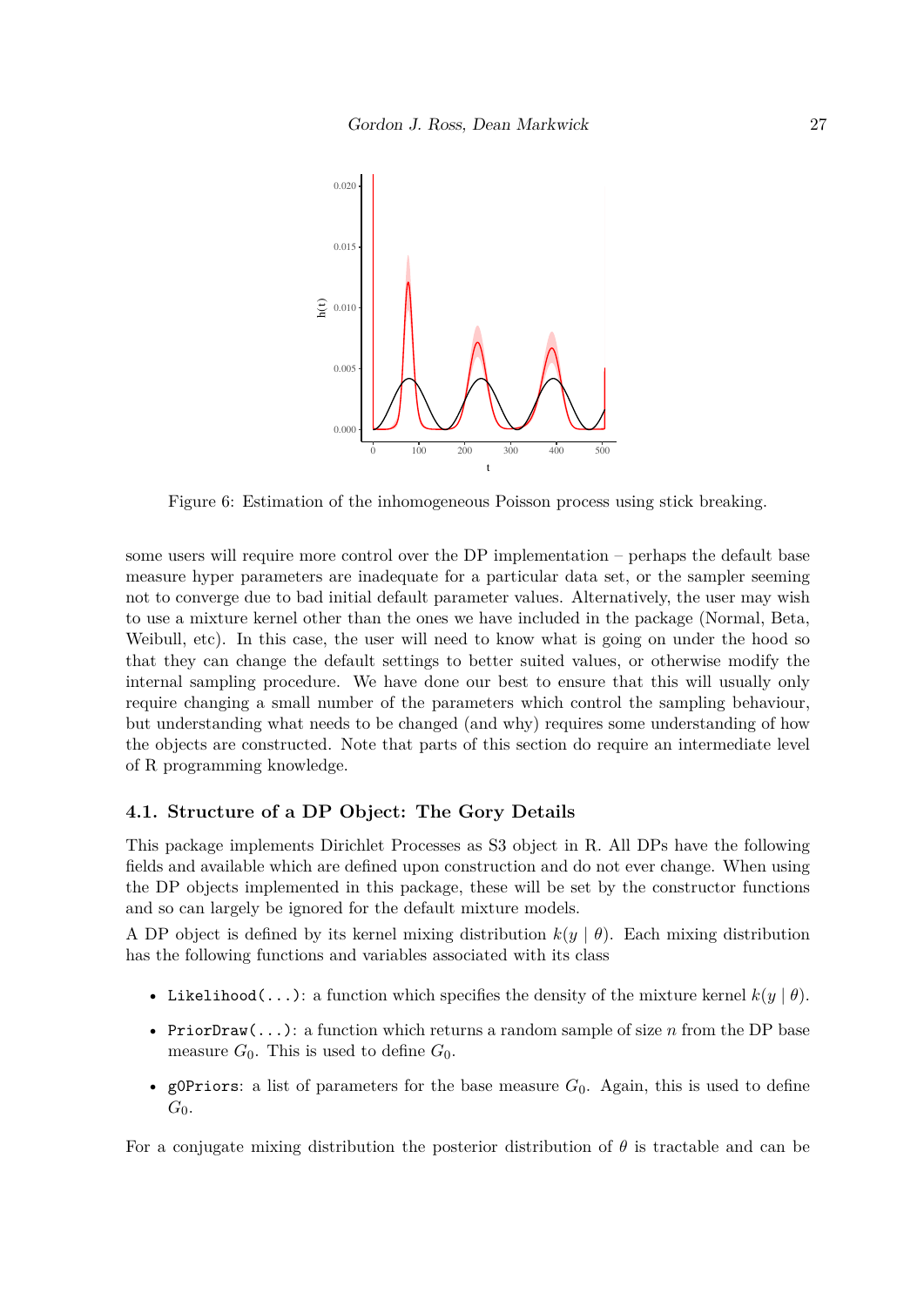Figure 6: Estimation of the inhomogeneous Poisson process using stick breaking.

some users will require more control over the DP implementation – perhaps the default base measure hyper parameters are inadequate for a particular data set, or the sampler seeming not to converge due to bad initial default parameter values. Alternatively, the user may wish to use a mixture kernel other than the ones we have included in the package (Normal, Beta, Weibull, etc). In this case, the user will need to know what is going on under the hood so that they can change the default settings to better suited values, or otherwise modify the internal sampling procedure. We have done our best to ensure that this will usually only require changing a small number of the parameters which control the sampling behaviour, but understanding what needs to be changed (and why) requires some understanding of how the objects are constructed. Note that parts of this section do require an intermediate level of R programming knowledge.

### 4.1. Structure of a DP Object: The Gory Details

This package implements Dirichlet Processes as S3 object in R. All DPs have the following fields and available which are defined upon construction and do not ever change. When using the DP objects implemented in this package, these will be set by the constructor functions and so can largely be ignored for the default mixture models.

A DP object is defined by its kernel mixing distribution $k(y \mid \theta)$. Each mixing distribution has the following functions and variables associated with its class

- `Likelihood(...)`: a function which specifies the density of the mixture kernel $k(y \mid \theta)$.
- `PriorDraw(...)`: a function which returns a random sample of size $n$ from the DP base measure $G_0$. This is used to define $G_0$.
- `g0Priors`: a list of parameters for the base measure $G_0$. Again, this is used to define $G_0$.

For a conjugate mixing distribution the posterior distribution of $\theta$ is tractable and can be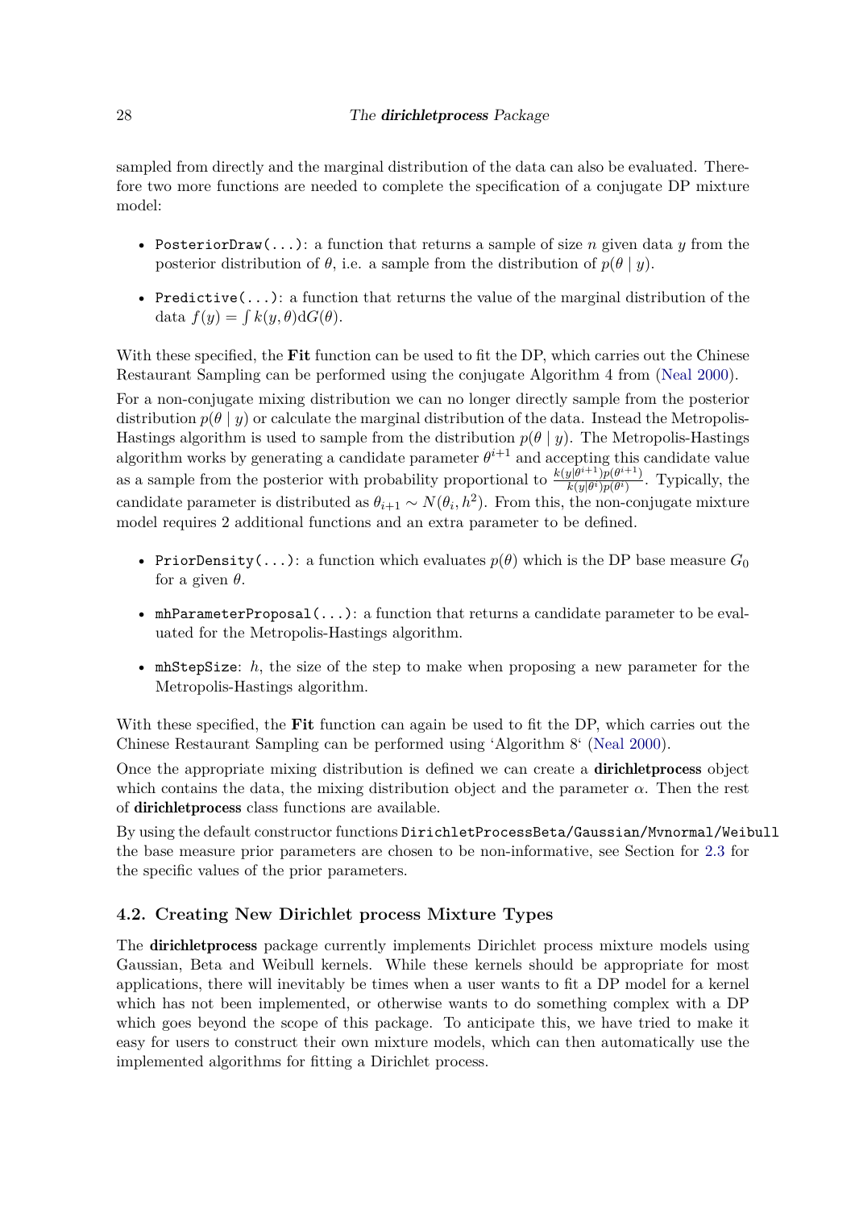sampled from directly and the marginal distribution of the data can also be evaluated. Therefore two more functions are needed to complete the specification of a conjugate DP mixture model:

- `PosteriorDraw(...)`: a function that returns a sample of size $n$ given data $y$ from the posterior distribution of $\theta$, i.e. a sample from the distribution of $p(\theta \mid y)$.
- `Predictive(...)`: a function that returns the value of the marginal distribution of the data $f(y) = \int k(y, \theta) \mathrm{d}G(\theta)$.

With these specified, the **Fit** function can be used to fit the DP, which carries out the Chinese Restaurant Sampling can be performed using the conjugate Algorithm 4 from (Neal 2000).

For a non-conjugate mixing distribution we can no longer directly sample from the posterior distribution $p(\theta \mid y)$ or calculate the marginal distribution of the data. Instead the Metropolis-Hastings algorithm is used to sample from the distribution $p(\theta \mid y)$. The Metropolis-Hastings algorithm works by generating a candidate parameter $\theta^{i+1}$ and accepting this candidate value as a sample from the posterior with probability proportional to $\frac{k(y|\theta^{i+1})p(\theta^{i+1})}{k(y|\theta^{i})p(\theta^{i})}$. Typically, the candidate parameter is distributed as $\theta_{i+1} \sim N(\theta_i, h^2)$. From this, the non-conjugate mixture model requires 2 additional functions and an extra parameter to be defined.

- `PriorDensity(...)`: a function which evaluates $p(\theta)$ which is the DP base measure $G_0$ for a given $\theta$.
- `mhParameterProposal(...)`: a function that returns a candidate parameter to be evaluated for the Metropolis-Hastings algorithm.
- `mhStepSize`: $h$, the size of the step to make when proposing a new parameter for the Metropolis-Hastings algorithm.

With these specified, the **Fit** function can again be used to fit the DP, which carries out the Chinese Restaurant Sampling can be performed using 'Algorithm 8' (Neal 2000).

Once the appropriate mixing distribution is defined we can create a **dirichletprocess** object which contains the data, the mixing distribution object and the parameter $\alpha$. Then the rest of **dirichletprocess** class functions are available.

By using the default constructor functions `DirichletProcessBeta/Gaussian/Mvnormal/Weibull` the base measure prior parameters are chosen to be non-informative, see Section for 2.3 for the specific values of the prior parameters.

### 4.2. Creating New Dirichlet process Mixture Types

The **dirichletprocess** package currently implements Dirichlet process mixture models using Gaussian, Beta and Weibull kernels. While these kernels should be appropriate for most applications, there will inevitably be times when a user wants to fit a DP model for a kernel which has not been implemented, or otherwise wants to do something complex with a DP which goes beyond the scope of this package. To anticipate this, we have tried to make it easy for users to construct their own mixture models, which can then automatically use the implemented algorithms for fitting a Dirichlet process.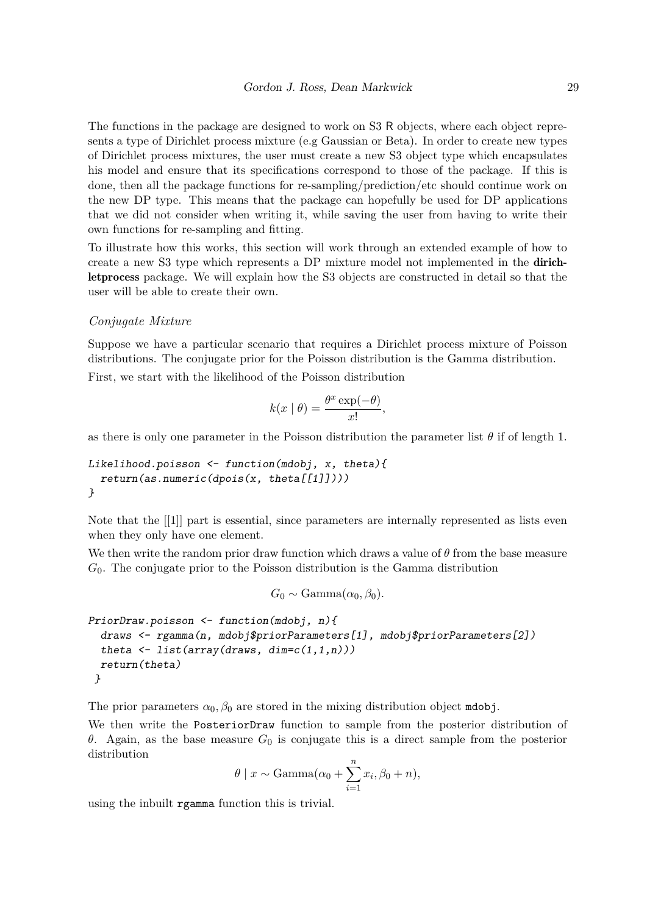The functions in the package are designed to work on S3 R objects, where each object represents a type of Dirichlet process mixture (e.g Gaussian or Beta). In order to create new types of Dirichlet process mixtures, the user must create a new S3 object type which encapsulates his model and ensure that its specifications correspond to those of the package. If this is done, then all the package functions for re-sampling/prediction/etc should continue work on the new DP type. This means that the package can hopefully be used for DP applications that we did not consider when writing it, while saving the user from having to write their own functions for re-sampling and fitting.

To illustrate how this works, this section will work through an extended example of how to create a new S3 type which represents a DP mixture model not implemented in the **dirichletprocess** package. We will explain how the S3 objects are constructed in detail so that the user will be able to create their own.

*Conjugate Mixture*

Suppose we have a particular scenario that requires a Dirichlet process mixture of Poisson distributions. The conjugate prior for the Poisson distribution is the Gamma distribution.

First, we start with the likelihood of the Poisson distribution

$$k(x \mid \theta) = \frac{\theta^x \exp(-\theta)}{x!},$$

as there is only one parameter in the Poisson distribution the parameter list $\theta$ if of length 1.

```
Likelihood.poisson <- function(mdobj, x, theta){
  return(as.numeric(dpois(x, theta[[1]])))
}
```

Note that the [[1]] part is essential, since parameters are internally represented as lists even when they only have one element.

We then write the random prior draw function which draws a value of $\theta$ from the base measure $G_0$. The conjugate prior to the Poisson distribution is the Gamma distribution

$$G_0 \sim \text{Gamma}(\alpha_0, \beta_0).$$

```
PriorDraw.poisson <- function(mdobj, n){
  draws <- rgamma(n, mdobj$priorParameters[1], mdobj$priorParameters[2])
  theta <- list(array(draws, dim=c(1,1,n)))
  return(theta)
 }
```

The prior parameters $\alpha_0, \beta_0$ are stored in the mixing distribution object `mdobj`.

We then write the `PosteriorDraw` function to sample from the posterior distribution of $\theta$. Again, as the base measure $G_0$ is conjugate this is a direct sample from the posterior distribution

$$\theta \mid x \sim \text{Gamma}(\alpha_0 + \sum_{i=1}^{n} x_i, \beta_0 + n),$$

using the inbuilt `rgamma` function this is trivial.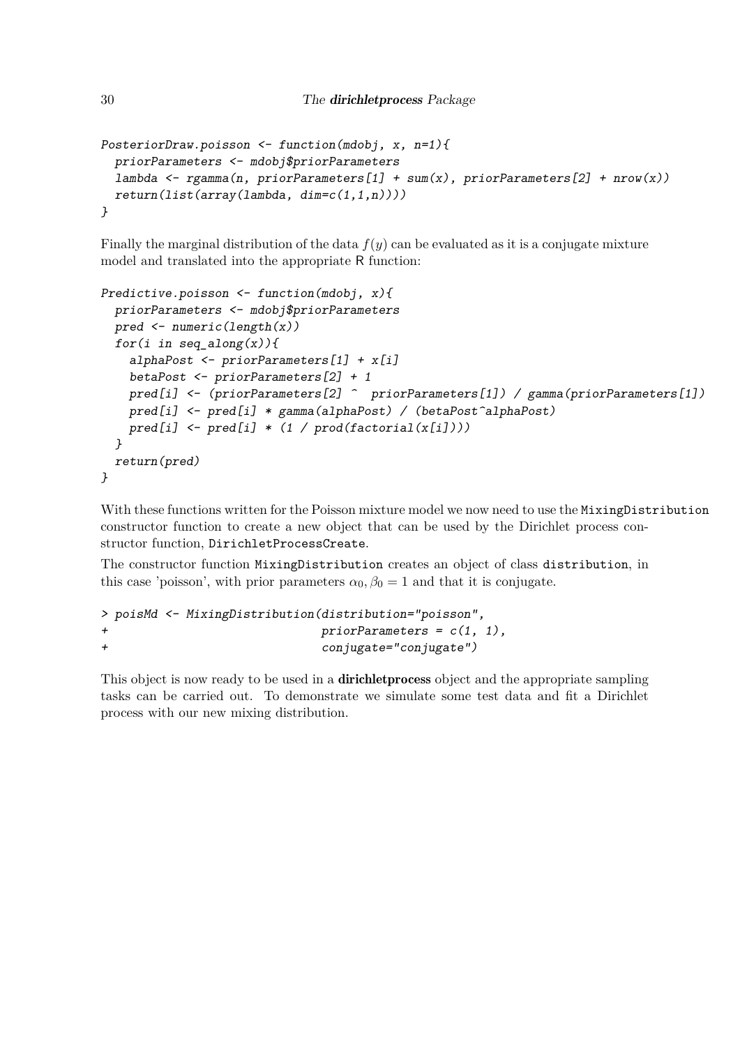```
PosteriorDraw.poisson <- function(mdobj, x, n=1){
  priorParameters <- mdobj$priorParameters
  lambda <- rgamma(n, priorParameters[1] + sum(x), priorParameters[2] + nrow(x))
  return(list(array(lambda, dim=c(1,1,n))))
}
```

Finally the marginal distribution of the data $f(y)$ can be evaluated as it is a conjugate mixture model and translated into the appropriate R function:

```
Predictive.poisson <- function(mdobj, x){
  priorParameters <- mdobj$priorParameters
  pred <- numeric(length(x))
  for(i in seq_along(x)){
    alphaPost <- priorParameters[1] + x[i]
    betaPost <- priorParameters[2] + 1
    pred[i] <- (priorParameters[2] ^  priorParameters[1]) / gamma(priorParameters[1])
    pred[i] <- pred[i] * gamma(alphaPost) / (betaPost^alphaPost)
    pred[i] <- pred[i] * (1 / prod(factorial(x[i])))
  }
  return(pred)
}
```

With these functions written for the Poisson mixture model we now need to use the `MixingDistribution` constructor function to create a new object that can be used by the Dirichlet process constructor function, `DirichletProcessCreate`.

The constructor function `MixingDistribution` creates an object of class `distribution`, in this case 'poisson', with prior parameters $\alpha_0, \beta_0 = 1$ and that it is conjugate.

```
> poisMd <- MixingDistribution(distribution="poisson",
+                              priorParameters = c(1, 1),
+                              conjugate="conjugate")
```

This object is now ready to be used in a **dirichletprocess** object and the appropriate sampling tasks can be carried out. To demonstrate we simulate some test data and fit a Dirichlet process with our new mixing distribution.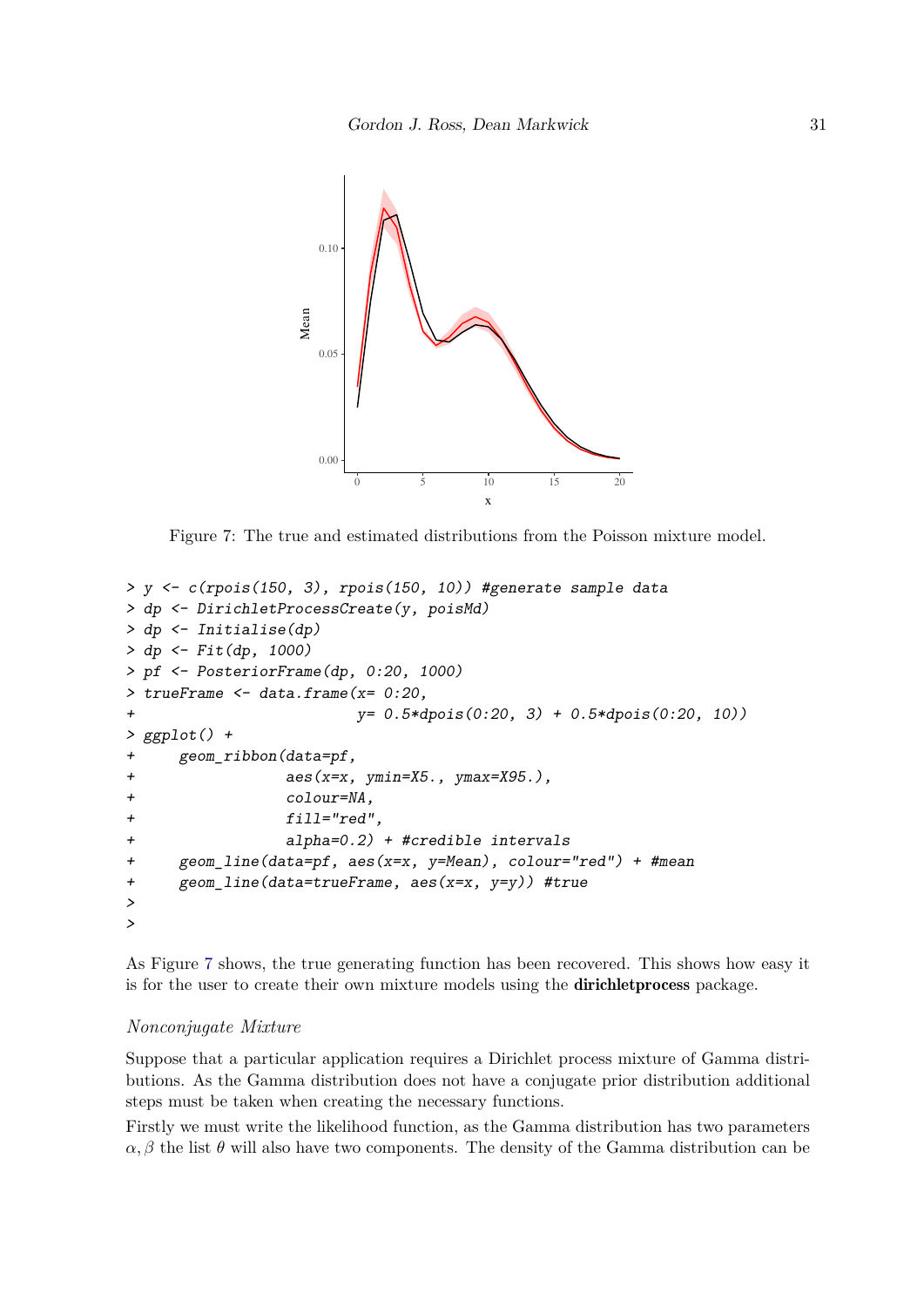Figure 7: The true and estimated distributions from the Poisson mixture model.

```
> y <- c(rpois(150, 3), rpois(150, 10)) #generate sample data
> dp <- DirichletProcessCreate(y, poisMd)
> dp <- Initialise(dp)
> dp <- Fit(dp, 1000)
> pf <- PosteriorFrame(dp, 0:20, 1000)
> trueFrame <- data.frame(x= 0:20,
+                         y= 0.5*dpois(0:20, 3) + 0.5*dpois(0:20, 10))
> ggplot() +
+     geom_ribbon(data=pf,
+                 aes(x=x, ymin=X5., ymax=X95.),
+                 colour=NA,
+                 fill="red",
+                 alpha=0.2) + #credible intervals
+     geom_line(data=pf, aes(x=x, y=Mean), colour="red") + #mean
+     geom_line(data=trueFrame, aes(x=x, y=y)) #true
>
>
```

As Figure 7 shows, the true generating function has been recovered. This shows how easy it is for the user to create their own mixture models using the **dirichletprocess** package.

*Nonconjugate Mixture*

Suppose that a particular application requires a Dirichlet process mixture of Gamma distributions. As the Gamma distribution does not have a conjugate prior distribution additional steps must be taken when creating the necessary functions.

Firstly we must write the likelihood function, as the Gamma distribution has two parameters $\alpha, \beta$ the list $\theta$ will also have two components. The density of the Gamma distribution can be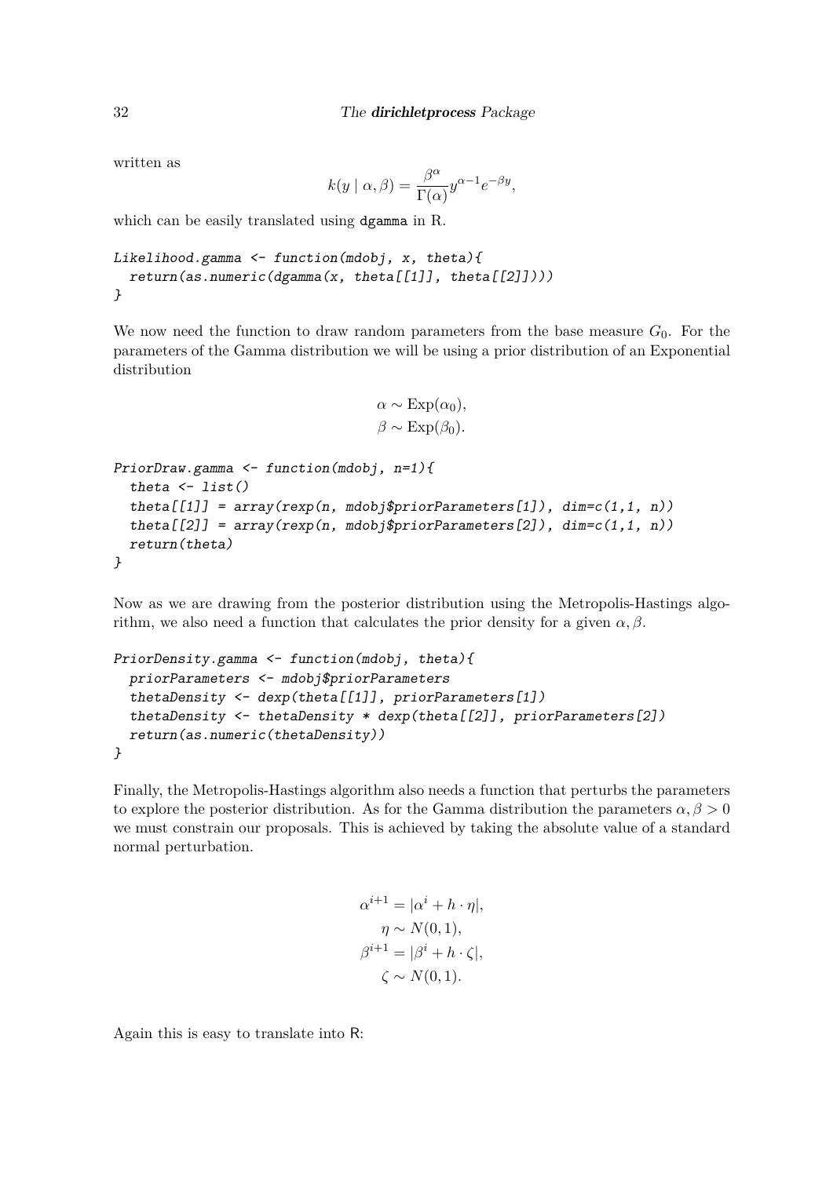written as

$$k(y \mid \alpha, \beta) = \frac{\beta^\alpha}{\Gamma(\alpha)} y^{\alpha-1} e^{-\beta y},$$

which can be easily translated using `dgamma` in R.

```
Likelihood.gamma <- function(mdobj, x, theta){
  return(as.numeric(dgamma(x, theta[[1]], theta[[2]])))
}
```

We now need the function to draw random parameters from the base measure $G_0$. For the parameters of the Gamma distribution we will be using a prior distribution of an Exponential distribution

$$\alpha \sim \text{Exp}(\alpha_0),$$
$$\beta \sim \text{Exp}(\beta_0).$$

```
PriorDraw.gamma <- function(mdobj, n=1){
  theta <- list()
  theta[[1]] = array(rexp(n, mdobj$priorParameters[1]), dim=c(1,1, n))
  theta[[2]] = array(rexp(n, mdobj$priorParameters[2]), dim=c(1,1, n))
  return(theta)
}
```

Now as we are drawing from the posterior distribution using the Metropolis-Hastings algorithm, we also need a function that calculates the prior density for a given $\alpha, \beta$.

```
PriorDensity.gamma <- function(mdobj, theta){
  priorParameters <- mdobj$priorParameters
  thetaDensity <- dexp(theta[[1]], priorParameters[1])
  thetaDensity <- thetaDensity * dexp(theta[[2]], priorParameters[2])
  return(as.numeric(thetaDensity))
}
```

Finally, the Metropolis-Hastings algorithm also needs a function that perturbs the parameters to explore the posterior distribution. As for the Gamma distribution the parameters $\alpha, \beta > 0$ we must constrain our proposals. This is achieved by taking the absolute value of a standard normal perturbation.

$$\alpha^{i+1} = |\alpha^i + h \cdot \eta|,$$
$$\eta \sim N(0, 1),$$
$$\beta^{i+1} = |\beta^i + h \cdot \zeta|,$$
$$\zeta \sim N(0, 1).$$

Again this is easy to translate into R: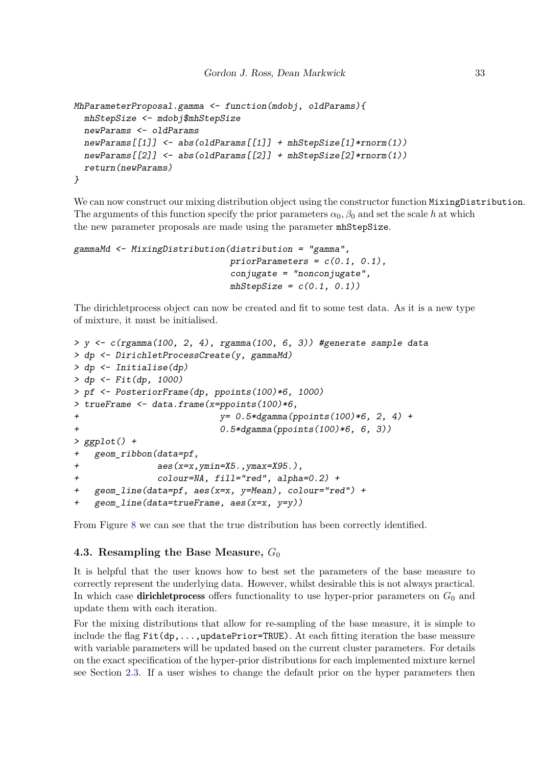```
MhParameterProposal.gamma <- function(mdobj, oldParams){
  mhStepSize <- mdobj$mhStepSize
  newParams <- oldParams
  newParams[[1]] <- abs(oldParams[[1]] + mhStepSize[1]*rnorm(1))
  newParams[[2]] <- abs(oldParams[[2]] + mhStepSize[2]*rnorm(1))
  return(newParams)
}
```

We can now construct our mixing distribution object using the constructor function `MixingDistribution`. The arguments of this function specify the prior parameters $\alpha_0, \beta_0$ and set the scale $h$ at which the new parameter proposals are made using the parameter `mhStepSize`.

```
gammaMd <- MixingDistribution(distribution = "gamma",
                              priorParameters = c(0.1, 0.1),
                              conjugate = "nonconjugate",
                              mhStepSize = c(0.1, 0.1))
```

The dirichletprocess object can now be created and fit to some test data. As it is a new type of mixture, it must be initialised.

```
> y <- c(rgamma(100, 2, 4), rgamma(100, 6, 3)) #generate sample data
> dp <- DirichletProcessCreate(y, gammaMd)
> dp <- Initialise(dp)
> dp <- Fit(dp, 1000)
> pf <- PosteriorFrame(dp, ppoints(100)*6, 1000)
> trueFrame <- data.frame(x=ppoints(100)*6,
+                         y= 0.5*dgamma(ppoints(100)*6, 2, 4) +
+                         0.5*dgamma(ppoints(100)*6, 6, 3))
> ggplot() +
+   geom_ribbon(data=pf,
+               aes(x=x,ymin=X5.,ymax=X95.),
+               colour=NA, fill="red", alpha=0.2) +
+   geom_line(data=pf, aes(x=x, y=Mean), colour="red") +
+   geom_line(data=trueFrame, aes(x=x, y=y))
```

From Figure 8 we can see that the true distribution has been correctly identified.

### 4.3. Resampling the Base Measure, $G_0$

It is helpful that the user knows how to best set the parameters of the base measure to correctly represent the underlying data. However, whilst desirable this is not always practical. In which case **dirichletprocess** offers functionality to use hyper-prior parameters on $G_0$ and update them with each iteration.

For the mixing distributions that allow for re-sampling of the base measure, it is simple to include the flag `Fit(dp,...,updatePrior=TRUE)`. At each fitting iteration the base measure with variable parameters will be updated based on the current cluster parameters. For details on the exact specification of the hyper-prior distributions for each implemented mixture kernel see Section 2.3. If a user wishes to change the default prior on the hyper parameters then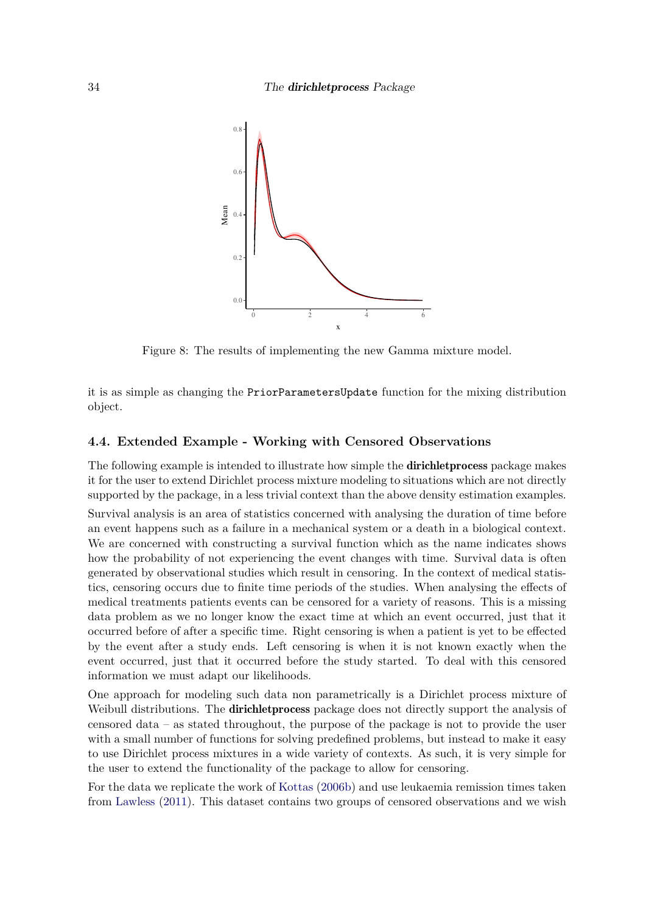Figure 8: The results of implementing the new Gamma mixture model.

it is as simple as changing the `PriorParametersUpdate` function for the mixing distribution object.

### 4.4. Extended Example - Working with Censored Observations

The following example is intended to illustrate how simple the **dirichletprocess** package makes it for the user to extend Dirichlet process mixture modeling to situations which are not directly supported by the package, in a less trivial context than the above density estimation examples.

Survival analysis is an area of statistics concerned with analysing the duration of time before an event happens such as a failure in a mechanical system or a death in a biological context. We are concerned with constructing a survival function which as the name indicates shows how the probability of not experiencing the event changes with time. Survival data is often generated by observational studies which result in censoring. In the context of medical statistics, censoring occurs due to finite time periods of the studies. When analysing the effects of medical treatments patients events can be censored for a variety of reasons. This is a missing data problem as we no longer know the exact time at which an event occurred, just that it occurred before of after a specific time. Right censoring is when a patient is yet to be effected by the event after a study ends. Left censoring is when it is not known exactly when the event occurred, just that it occurred before the study started. To deal with this censored information we must adapt our likelihoods.

One approach for modeling such data non parametrically is a Dirichlet process mixture of Weibull distributions. The **dirichletprocess** package does not directly support the analysis of censored data – as stated throughout, the purpose of the package is not to provide the user with a small number of functions for solving predefined problems, but instead to make it easy to use Dirichlet process mixtures in a wide variety of contexts. As such, it is very simple for the user to extend the functionality of the package to allow for censoring.

For the data we replicate the work of Kottas (2006b) and use leukaemia remission times taken from Lawless (2011). This dataset contains two groups of censored observations and we wish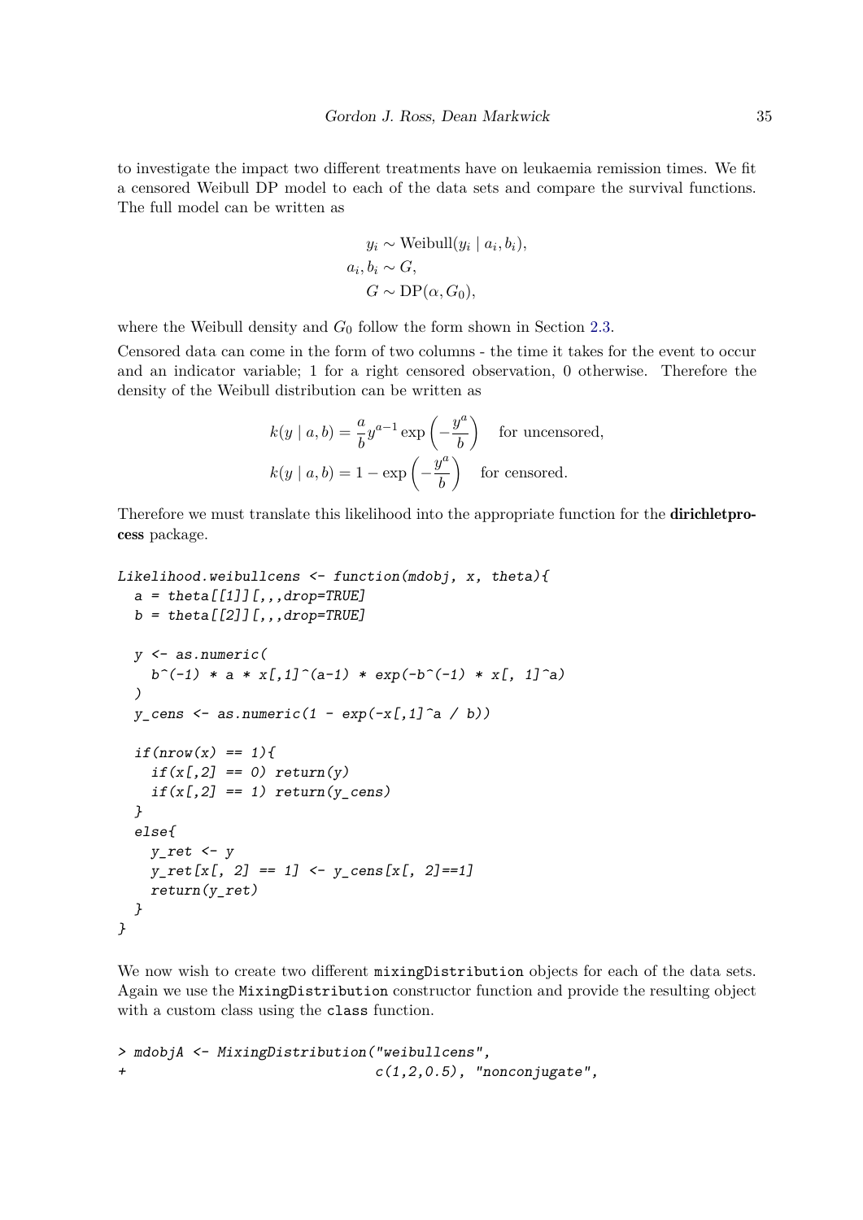to investigate the impact two different treatments have on leukaemia remission times. We fit a censored Weibull DP model to each of the data sets and compare the survival functions. The full model can be written as

$$
\begin{aligned}
y_i &\sim \text{Weibull}(y_i \mid a_i, b_i), \\
a_i, b_i &\sim G, \\
G &\sim \text{DP}(\alpha, G_0),
\end{aligned}
$$

where the Weibull density and $G_0$ follow the form shown in Section 2.3.

Censored data can come in the form of two columns - the time it takes for the event to occur and an indicator variable; 1 for a right censored observation, 0 otherwise. Therefore the density of the Weibull distribution can be written as

$$
\begin{aligned}
k(y \mid a, b) &= \frac{a}{b} y^{a-1} \exp\left(-\frac{y^a}{b}\right) \quad \text{for uncensored,} \\
k(y \mid a, b) &= 1 - \exp\left(-\frac{y^a}{b}\right) \quad \text{for censored.}
\end{aligned}
$$

Therefore we must translate this likelihood into the appropriate function for the **dirichletprocess** package.

```
Likelihood.weibullcens <- function(mdobj, x, theta){
  a = theta[[1]][,,,drop=TRUE]
  b = theta[[2]][,,,drop=TRUE]

  y <- as.numeric(
    b^(-1) * a * x[,1]^(a-1) * exp(-b^(-1) * x[, 1]^a)
  )
  y_cens <- as.numeric(1 - exp(-x[,1]^a / b))

  if(nrow(x) == 1){
    if(x[,2] == 0) return(y)
    if(x[,2] == 1) return(y_cens)
  }
  else{
    y_ret <- y
    y_ret[x[, 2] == 1] <- y_cens[x[, 2]==1]
    return(y_ret)
  }
}
```

We now wish to create two different `mixingDistribution` objects for each of the data sets. Again we use the `MixingDistribution` constructor function and provide the resulting object with a custom class using the `class` function.

```
> mdobjA <- MixingDistribution("weibullcens",
+                              c(1,2,0.5), "nonconjugate",
```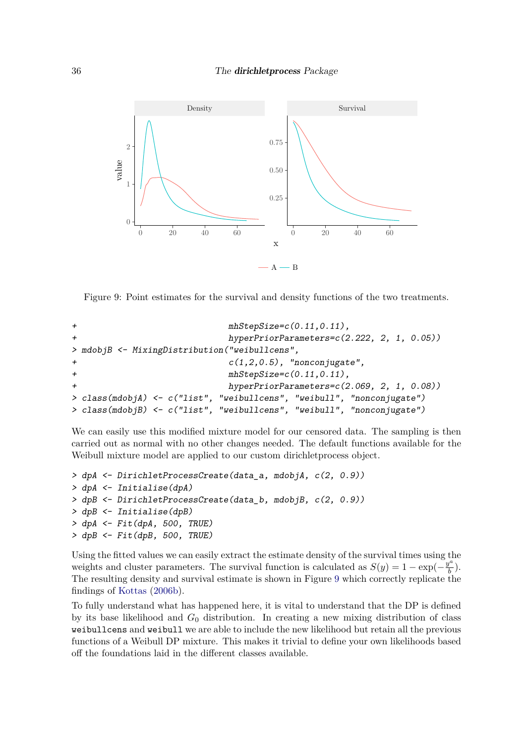Figure 9: Point estimates for the survival and density functions of the two treatments.

```
+                             mhStepSize=c(0.11,0.11),
+                             hyperPriorParameters=c(2.222, 2, 1, 0.05))
> mdobjB <- MixingDistribution("weibullcens",
+                             c(1,2,0.5), "nonconjugate",
+                             mhStepSize=c(0.11,0.11),
+                             hyperPriorParameters=c(2.069, 2, 1, 0.08))
> class(mdobjA) <- c("list", "weibullcens", "weibull", "nonconjugate")
> class(mdobjB) <- c("list", "weibullcens", "weibull", "nonconjugate")
```

We can easily use this modified mixture model for our censored data. The sampling is then carried out as normal with no other changes needed. The default functions available for the Weibull mixture model are applied to our custom dirichletprocess object.

```
> dpA <- DirichletProcessCreate(data_a, mdobjA, c(2, 0.9))
> dpA <- Initialise(dpA)
> dpB <- DirichletProcessCreate(data_b, mdobjB, c(2, 0.9))
> dpB <- Initialise(dpB)
> dpA <- Fit(dpA, 500, TRUE)
> dpB <- Fit(dpB, 500, TRUE)
```

Using the fitted values we can easily extract the estimate density of the survival times using the weights and cluster parameters. The survival function is calculated as $S(y) = 1 - \exp(-\frac{y^a}{b})$. The resulting density and survival estimate is shown in Figure 9 which correctly replicate the findings of Kottas (2006b).

To fully understand what has happened here, it is vital to understand that the DP is defined by its base likelihood and $G_0$ distribution. In creating a new mixing distribution of class `weibullcens` and `weibull` we are able to include the new likelihood but retain all the previous functions of a Weibull DP mixture. This makes it trivial to define your own likelihoods based off the foundations laid in the different classes available.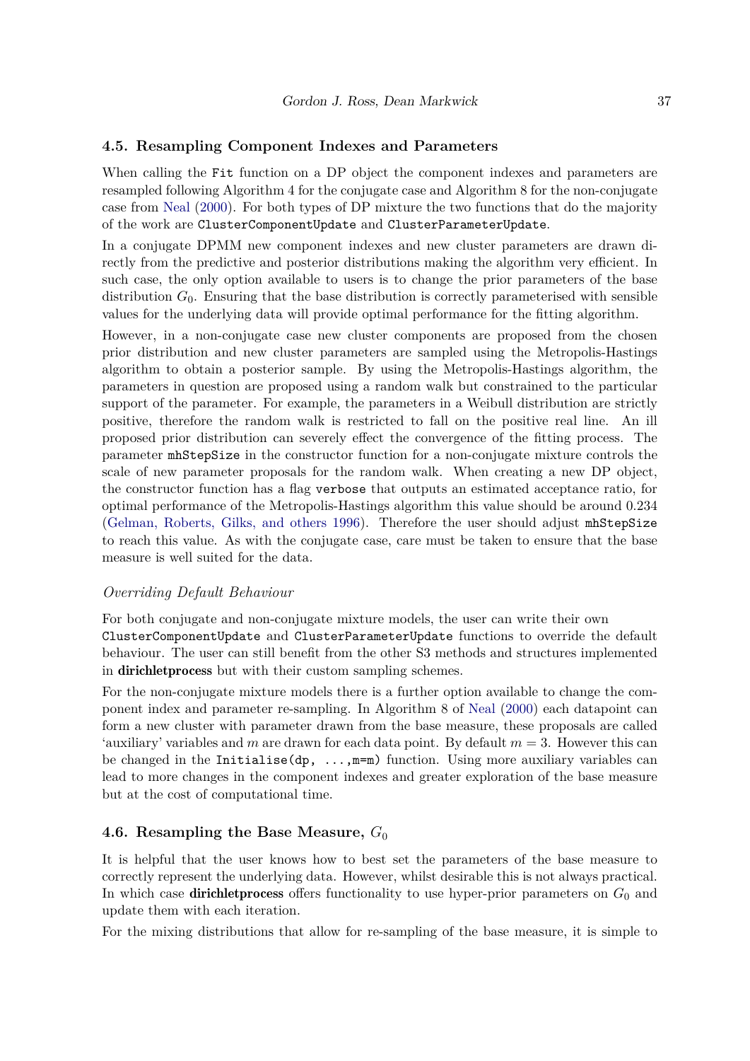### 4.5. Resampling Component Indexes and Parameters

When calling the `Fit` function on a DP object the component indexes and parameters are resampled following Algorithm 4 for the conjugate case and Algorithm 8 for the non-conjugate case from Neal (2000). For both types of DP mixture the two functions that do the majority of the work are `ClusterComponentUpdate` and `ClusterParameterUpdate`.

In a conjugate DPMM new component indexes and new cluster parameters are drawn directly from the predictive and posterior distributions making the algorithm very efficient. In such case, the only option available to users is to change the prior parameters of the base distribution $G_0$. Ensuring that the base distribution is correctly parameterised with sensible values for the underlying data will provide optimal performance for the fitting algorithm.

However, in a non-conjugate case new cluster components are proposed from the chosen prior distribution and new cluster parameters are sampled using the Metropolis-Hastings algorithm to obtain a posterior sample. By using the Metropolis-Hastings algorithm, the parameters in question are proposed using a random walk but constrained to the particular support of the parameter. For example, the parameters in a Weibull distribution are strictly positive, therefore the random walk is restricted to fall on the positive real line. An ill proposed prior distribution can severely effect the convergence of the fitting process. The parameter `mhStepSize` in the constructor function for a non-conjugate mixture controls the scale of new parameter proposals for the random walk. When creating a new DP object, the constructor function has a flag `verbose` that outputs an estimated acceptance ratio, for optimal performance of the Metropolis-Hastings algorithm this value should be around 0.234 (Gelman, Roberts, Gilks, and others 1996). Therefore the user should adjust `mhStepSize` to reach this value. As with the conjugate case, care must be taken to ensure that the base measure is well suited for the data.

*Overriding Default Behaviour*

For both conjugate and non-conjugate mixture models, the user can write their own `ClusterComponentUpdate` and `ClusterParameterUpdate` functions to override the default behaviour. The user can still benefit from the other S3 methods and structures implemented in **dirichletprocess** but with their custom sampling schemes.

For the non-conjugate mixture models there is a further option available to change the component index and parameter re-sampling. In Algorithm 8 of Neal (2000) each datapoint can form a new cluster with parameter drawn from the base measure, these proposals are called 'auxiliary' variables and $m$ are drawn for each data point. By default $m = 3$. However this can be changed in the `Initialise(dp, ...,m=m)` function. Using more auxiliary variables can lead to more changes in the component indexes and greater exploration of the base measure but at the cost of computational time.

### 4.6. Resampling the Base Measure, $G_0$

It is helpful that the user knows how to best set the parameters of the base measure to correctly represent the underlying data. However, whilst desirable this is not always practical. In which case **dirichletprocess** offers functionality to use hyper-prior parameters on $G_0$ and update them with each iteration.

For the mixing distributions that allow for re-sampling of the base measure, it is simple to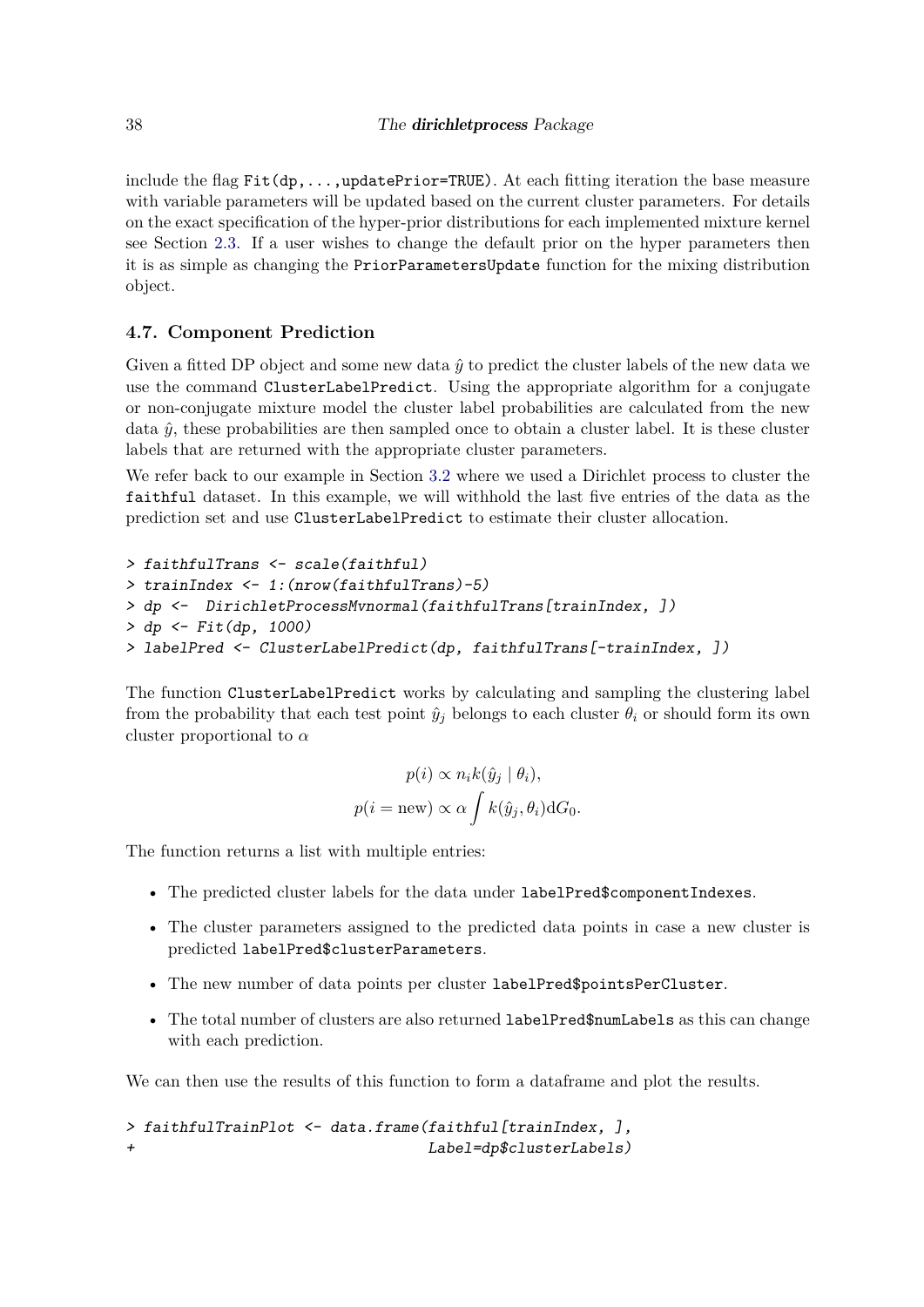include the flag `Fit(dp,...,updatePrior=TRUE)`. At each fitting iteration the base measure with variable parameters will be updated based on the current cluster parameters. For details on the exact specification of the hyper-prior distributions for each implemented mixture kernel see Section 2.3. If a user wishes to change the default prior on the hyper parameters then it is as simple as changing the `PriorParametersUpdate` function for the mixing distribution object.

### 4.7. Component Prediction

Given a fitted DP object and some new data $\hat{y}$ to predict the cluster labels of the new data we use the command `ClusterLabelPredict`. Using the appropriate algorithm for a conjugate or non-conjugate mixture model the cluster label probabilities are calculated from the new data $\hat{y}$, these probabilities are then sampled once to obtain a cluster label. It is these cluster labels that are returned with the appropriate cluster parameters.

We refer back to our example in Section 3.2 where we used a Dirichlet process to cluster the `faithful` dataset. In this example, we will withhold the last five entries of the data as the prediction set and use `ClusterLabelPredict` to estimate their cluster allocation.

```
> faithfulTrans <- scale(faithful)
> trainIndex <- 1:(nrow(faithfulTrans)-5)
> dp <-  DirichletProcessMvnormal(faithfulTrans[trainIndex, ])
> dp <- Fit(dp, 1000)
> labelPred <- ClusterLabelPredict(dp, faithfulTrans[-trainIndex, ])
```

The function `ClusterLabelPredict` works by calculating and sampling the clustering label from the probability that each test point $\hat{y}_j$ belongs to each cluster $\theta_i$ or should form its own cluster proportional to $\alpha$

$$
\begin{aligned}
p(i) &\propto n_i k(\hat{y}_j \mid \theta_i), \\
p(i = \text{new}) &\propto \alpha \int k(\hat{y}_j, \theta_i) \mathrm{d}G_0.
\end{aligned}
$$

The function returns a list with multiple entries:

- The predicted cluster labels for the data under `labelPred$componentIndexes`.
- The cluster parameters assigned to the predicted data points in case a new cluster is predicted `labelPred$clusterParameters`.
- The new number of data points per cluster `labelPred$pointsPerCluster`.
- The total number of clusters are also returned `labelPred$numLabels` as this can change with each prediction.

We can then use the results of this function to form a dataframe and plot the results.

```
> faithfulTrainPlot <- data.frame(faithful[trainIndex, ],
+                                 Label=dp$clusterLabels)
```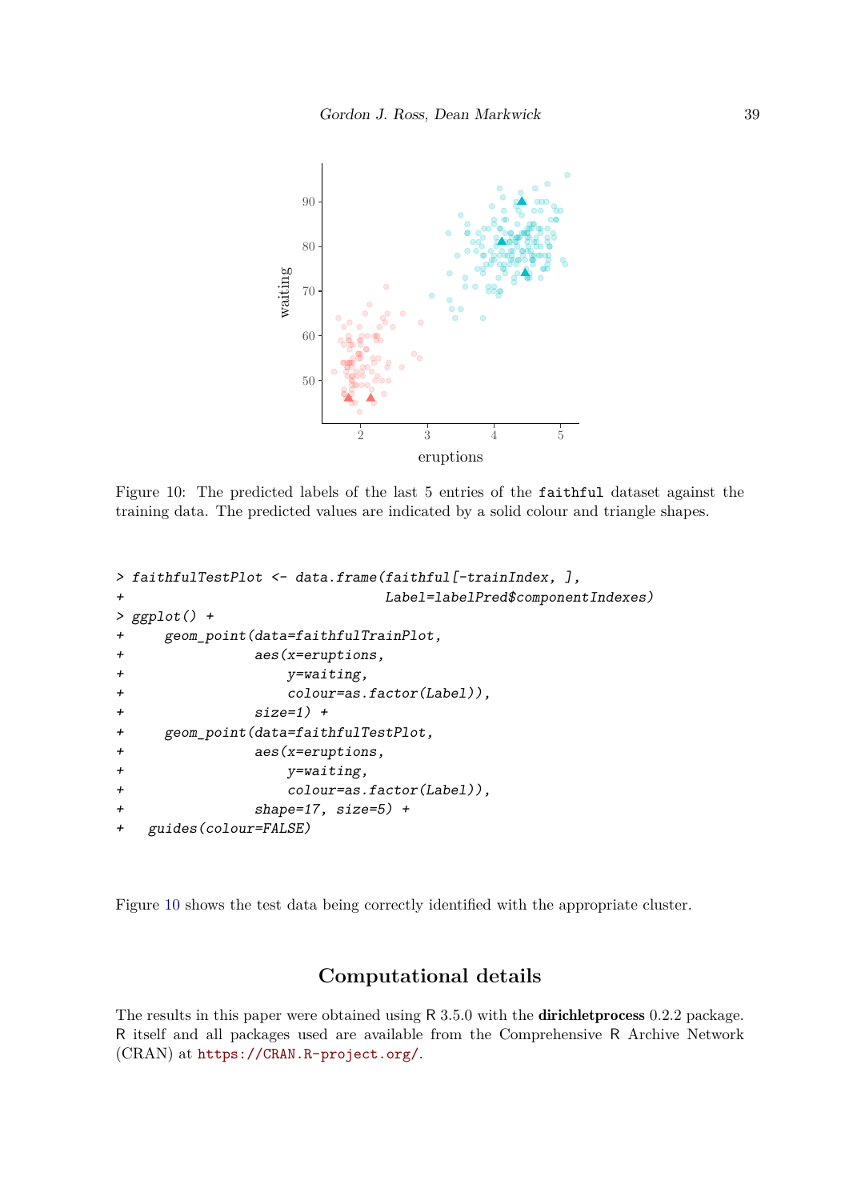Figure 10: The predicted labels of the last 5 entries of the `faithful` dataset against the training data. The predicted values are indicated by a solid colour and triangle shapes.

```
> faithfulTestPlot <- data.frame(faithful[-trainIndex, ],
+                                Label=labelPred$componentIndexes)
> ggplot() +
+     geom_point(data=faithfulTrainPlot,
+                aes(x=eruptions,
+                    y=waiting,
+                    colour=as.factor(Label)),
+                size=1) +
+     geom_point(data=faithfulTestPlot,
+                aes(x=eruptions,
+                    y=waiting,
+                    colour=as.factor(Label)),
+                shape=17, size=5) +
+   guides(colour=FALSE)
```

Figure 10 shows the test data being correctly identified with the appropriate cluster.

## Computational details

The results in this paper were obtained using R 3.5.0 with the **dirichletprocess** 0.2.2 package. R itself and all packages used are available from the Comprehensive R Archive Network (CRAN) at https://CRAN.R-project.org/.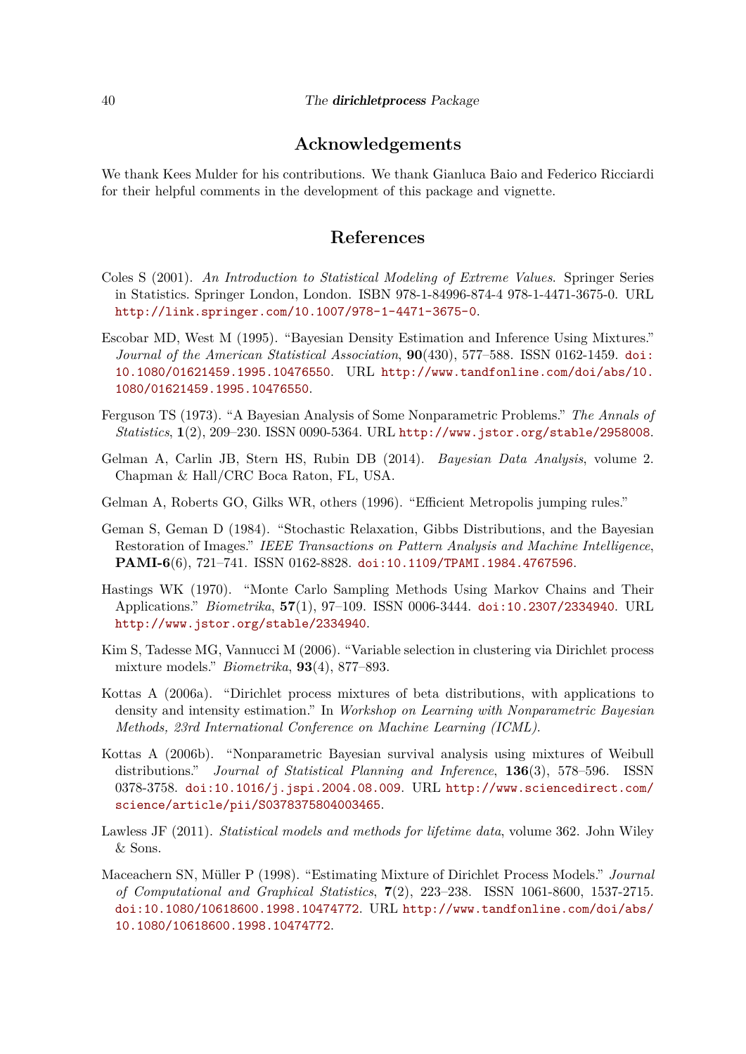# Acknowledgements

We thank Kees Mulder for his contributions. We thank Gianluca Baio and Federico Ricciardi for their helpful comments in the development of this package and vignette.

# References

Coles S (2001). *An Introduction to Statistical Modeling of Extreme Values*. Springer Series in Statistics. Springer London, London. ISBN 978-1-84996-874-4 978-1-4471-3675-0. URL http://link.springer.com/10.1007/978-1-4471-3675-0.

Escobar MD, West M (1995). "Bayesian Density Estimation and Inference Using Mixtures." *Journal of the American Statistical Association*, **90**(430), 577–588. ISSN 0162-1459. doi:10.1080/01621459.1995.10476550. URL http://www.tandfonline.com/doi/abs/10.1080/01621459.1995.10476550.

Ferguson TS (1973). "A Bayesian Analysis of Some Nonparametric Problems." *The Annals of Statistics*, **1**(2), 209–230. ISSN 0090-5364. URL http://www.jstor.org/stable/2958008.

Gelman A, Carlin JB, Stern HS, Rubin DB (2014). *Bayesian Data Analysis*, volume 2. Chapman & Hall/CRC Boca Raton, FL, USA.

Gelman A, Roberts GO, Gilks WR, others (1996). "Efficient Metropolis jumping rules."

Geman S, Geman D (1984). "Stochastic Relaxation, Gibbs Distributions, and the Bayesian Restoration of Images." *IEEE Transactions on Pattern Analysis and Machine Intelligence*, **PAMI-6**(6), 721–741. ISSN 0162-8828. doi:10.1109/TPAMI.1984.4767596.

Hastings WK (1970). "Monte Carlo Sampling Methods Using Markov Chains and Their Applications." *Biometrika*, **57**(1), 97–109. ISSN 0006-3444. doi:10.2307/2334940. URL http://www.jstor.org/stable/2334940.

Kim S, Tadesse MG, Vannucci M (2006). "Variable selection in clustering via Dirichlet process mixture models." *Biometrika*, **93**(4), 877–893.

Kottas A (2006a). "Dirichlet process mixtures of beta distributions, with applications to density and intensity estimation." In *Workshop on Learning with Nonparametric Bayesian Methods, 23rd International Conference on Machine Learning (ICML)*.

Kottas A (2006b). "Nonparametric Bayesian survival analysis using mixtures of Weibull distributions." *Journal of Statistical Planning and Inference*, **136**(3), 578–596. ISSN 0378-3758. doi:10.1016/j.jspi.2004.08.009. URL http://www.sciencedirect.com/science/article/pii/S0378375804003465.

Lawless JF (2011). *Statistical models and methods for lifetime data*, volume 362. John Wiley & Sons.

Maceachern SN, Müller P (1998). "Estimating Mixture of Dirichlet Process Models." *Journal of Computational and Graphical Statistics*, **7**(2), 223–238. ISSN 1061-8600, 1537-2715. doi:10.1080/10618600.1998.10474772. URL http://www.tandfonline.com/doi/abs/10.1080/10618600.1998.10474772.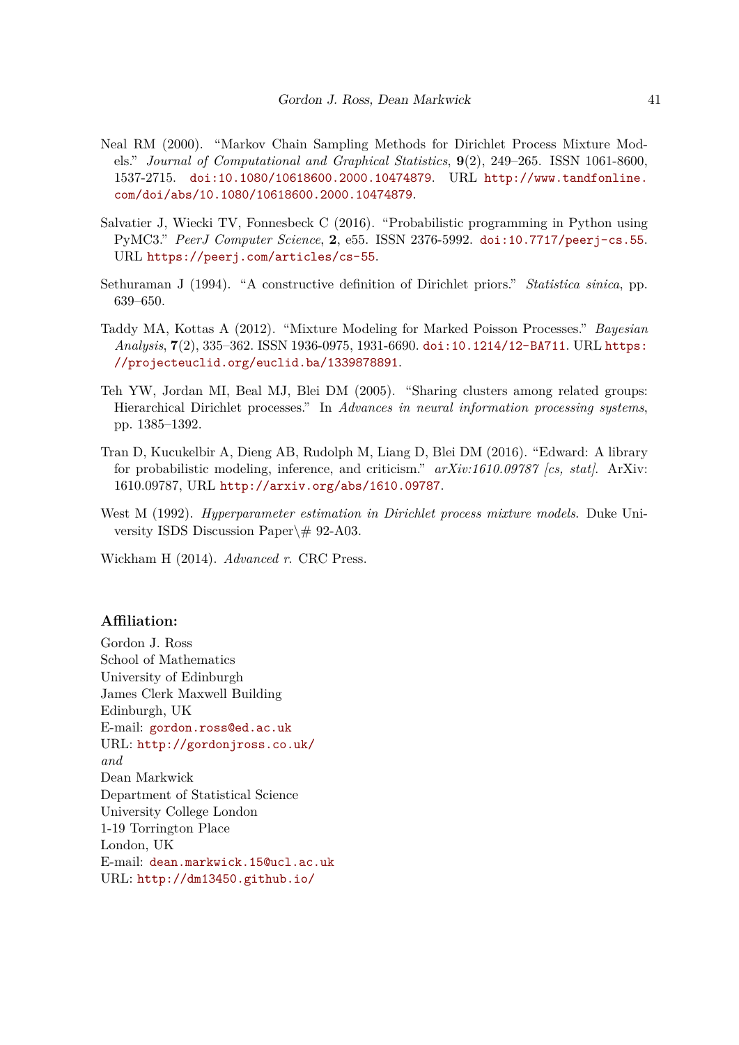Neal RM (2000). "Markov Chain Sampling Methods for Dirichlet Process Mixture Models." *Journal of Computational and Graphical Statistics*, **9**(2), 249–265. ISSN 1061-8600, 1537-2715. doi:10.1080/10618600.2000.10474879. URL http://www.tandfonline.com/doi/abs/10.1080/10618600.2000.10474879.

Salvatier J, Wiecki TV, Fonnesbeck C (2016). "Probabilistic programming in Python using PyMC3." *PeerJ Computer Science*, **2**, e55. ISSN 2376-5992. doi:10.7717/peerj-cs.55. URL https://peerj.com/articles/cs-55.

Sethuraman J (1994). "A constructive definition of Dirichlet priors." *Statistica sinica*, pp. 639–650.

Taddy MA, Kottas A (2012). "Mixture Modeling for Marked Poisson Processes." *Bayesian Analysis*, **7**(2), 335–362. ISSN 1936-0975, 1931-6690. doi:10.1214/12-BA711. URL https://projecteuclid.org/euclid.ba/1339878891.

Teh YW, Jordan MI, Beal MJ, Blei DM (2005). "Sharing clusters among related groups: Hierarchical Dirichlet processes." In *Advances in neural information processing systems*, pp. 1385–1392.

Tran D, Kucukelbir A, Dieng AB, Rudolph M, Liang D, Blei DM (2016). "Edward: A library for probabilistic modeling, inference, and criticism." *arXiv:1610.09787 [cs, stat]*. ArXiv: 1610.09787, URL http://arxiv.org/abs/1610.09787.

West M (1992). *Hyperparameter estimation in Dirichlet process mixture models*. Duke University ISDS Discussion Paper\# 92-A03.

Wickham H (2014). *Advanced r*. CRC Press.

### Affiliation:

Gordon J. Ross
School of Mathematics
University of Edinburgh
James Clerk Maxwell Building
Edinburgh, UK
E-mail: gordon.ross@ed.ac.uk
URL: http://gordonjross.co.uk/
*and*
Dean Markwick
Department of Statistical Science
University College London
1-19 Torrington Place
London, UK
E-mail: dean.markwick.15@ucl.ac.uk
URL: http://dm13450.github.io/